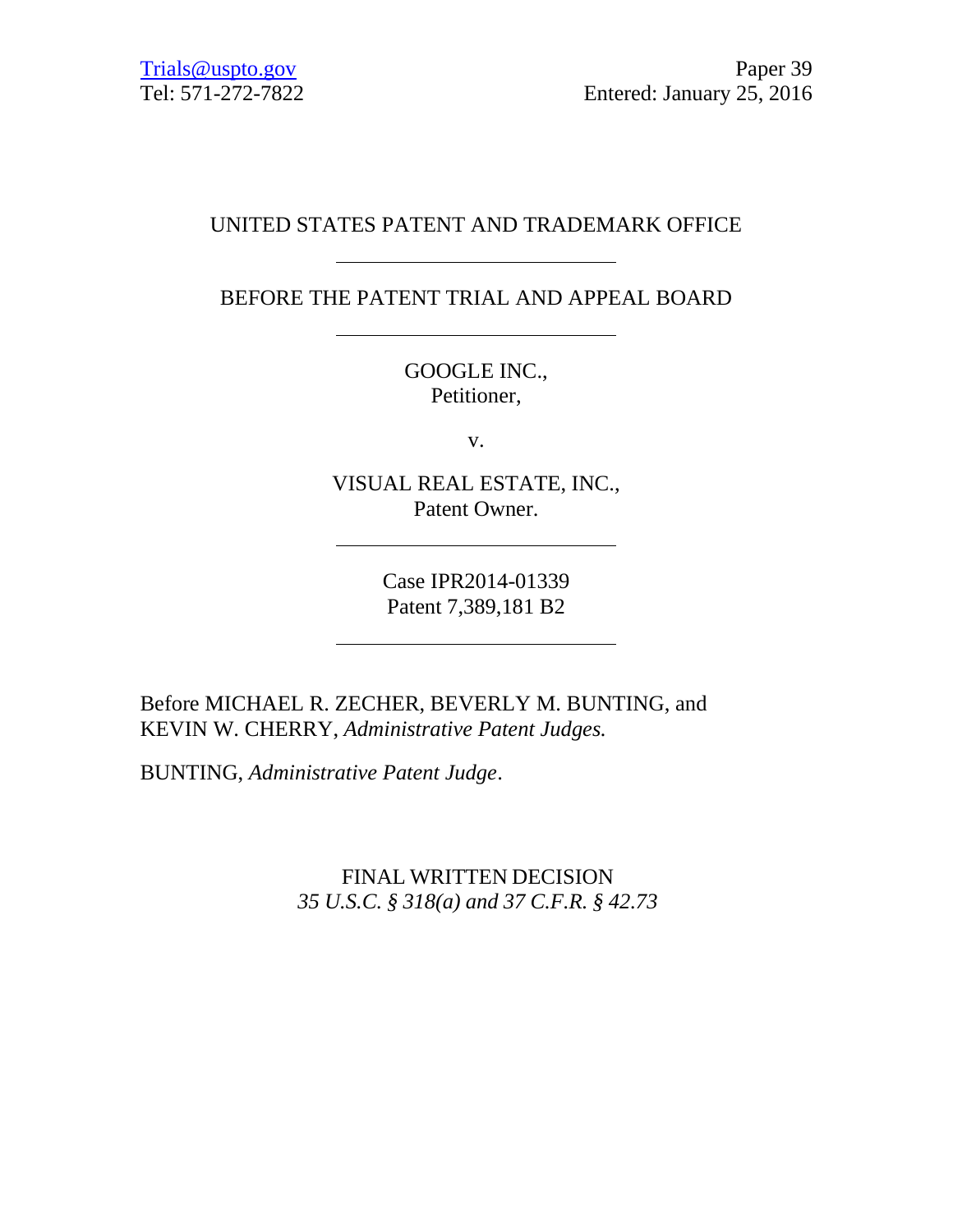Trials@uspto.gov
Tel: 571-272-7822

Paper 39
Entered: January 25, 2016

UNITED STATES PATENT AND TRADEMARK OFFICE

---

BEFORE THE PATENT TRIAL AND APPEAL BOARD

---

GOOGLE INC.,
Petitioner,

v.

VISUAL REAL ESTATE, INC.,
Patent Owner.

---

Case IPR2014-01339
Patent 7,389,181 B2

---

Before MICHAEL R. ZECHER, BEVERLY M. BUNTING, and KEVIN W. CHERRY, *Administrative Patent Judges.*

BUNTING, *Administrative Patent Judge*.

FINAL WRITTEN DECISION
*35 U.S.C. § 318(a) and 37 C.F.R. § 42.73*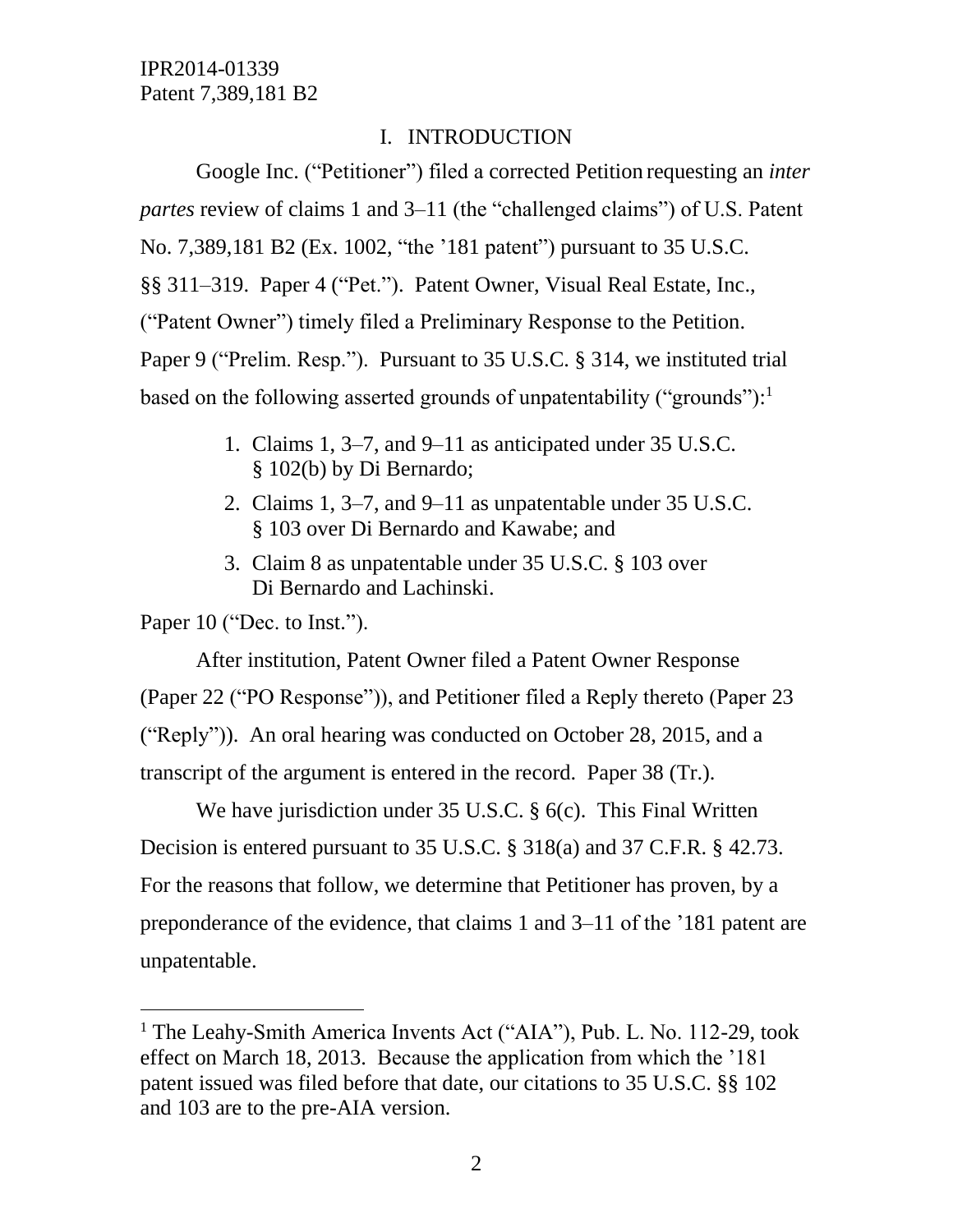## I. INTRODUCTION

Google Inc. ("Petitioner") filed a corrected Petition requesting an *inter partes* review of claims 1 and 3–11 (the "challenged claims") of U.S. Patent No. 7,389,181 B2 (Ex. 1002, "the '181 patent") pursuant to 35 U.S.C. §§ 311–319. Paper 4 ("Pet."). Patent Owner, Visual Real Estate, Inc., ("Patent Owner") timely filed a Preliminary Response to the Petition. Paper 9 ("Prelim. Resp."). Pursuant to 35 U.S.C. § 314, we instituted trial based on the following asserted grounds of unpatentability ("grounds"):[1]

1. Claims 1, 3–7, and 9–11 as anticipated under 35 U.S.C. § 102(b) by Di Bernardo;
2. Claims 1, 3–7, and 9–11 as unpatentable under 35 U.S.C. § 103 over Di Bernardo and Kawabe; and
3. Claim 8 as unpatentable under 35 U.S.C. § 103 over Di Bernardo and Lachinski.

Paper 10 ("Dec. to Inst.").

After institution, Patent Owner filed a Patent Owner Response (Paper 22 ("PO Response")), and Petitioner filed a Reply thereto (Paper 23 ("Reply")). An oral hearing was conducted on October 28, 2015, and a transcript of the argument is entered in the record. Paper 38 (Tr.).

We have jurisdiction under 35 U.S.C. § 6(c). This Final Written Decision is entered pursuant to 35 U.S.C. § 318(a) and 37 C.F.R. § 42.73. For the reasons that follow, we determine that Petitioner has proven, by a preponderance of the evidence, that claims 1 and 3–11 of the '181 patent are unpatentable.

---

[1] The Leahy-Smith America Invents Act ("AIA"), Pub. L. No. 112-29, took effect on March 18, 2013. Because the application from which the '181 patent issued was filed before that date, our citations to 35 U.S.C. §§ 102 and 103 are to the pre-AIA version.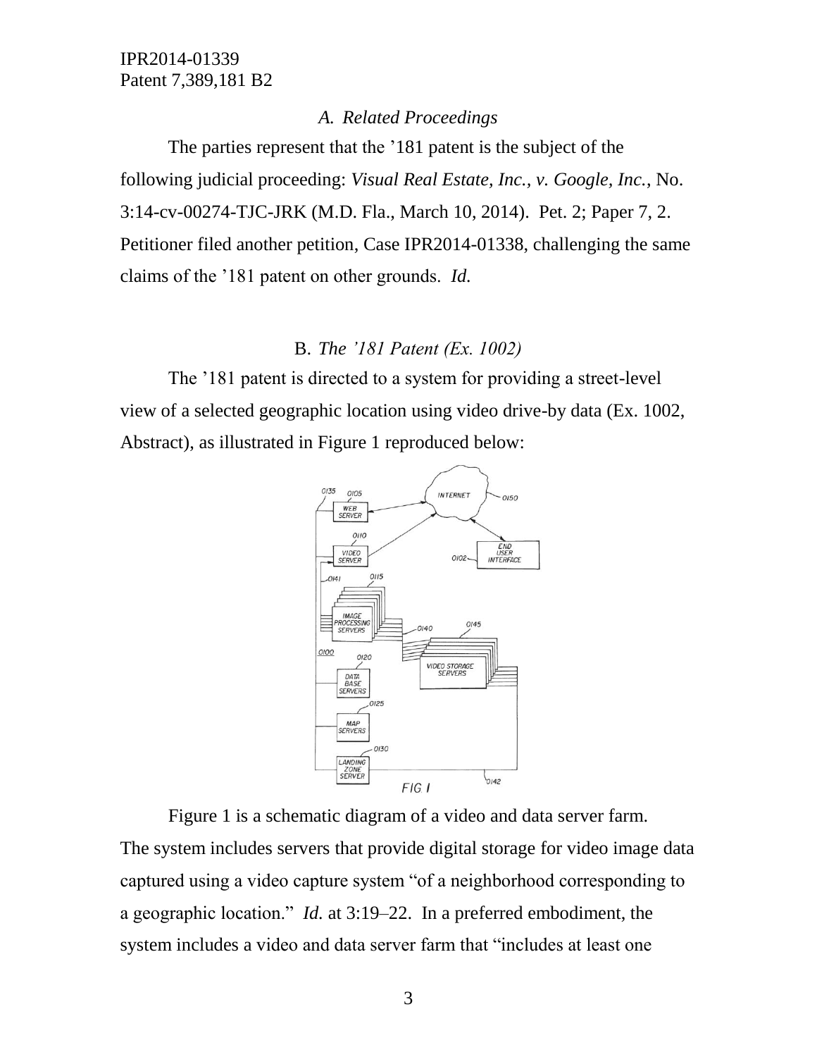### *A. Related Proceedings*

The parties represent that the '181 patent is the subject of the following judicial proceeding: *Visual Real Estate, Inc., v. Google, Inc.*, No. 3:14-cv-00274-TJC-JRK (M.D. Fla., March 10, 2014). Pet. 2; Paper 7, 2. Petitioner filed another petition, Case IPR2014-01338, challenging the same claims of the '181 patent on other grounds. *Id.*

### B. *The '181 Patent (Ex. 1002)*

The '181 patent is directed to a system for providing a street-level view of a selected geographic location using video drive-by data (Ex. 1002, Abstract), as illustrated in Figure 1 reproduced below:

Figure 1 is a schematic diagram of a video and data server farm. The system includes servers that provide digital storage for video image data captured using a video capture system "of a neighborhood corresponding to a geographic location." *Id.* at 3:19–22. In a preferred embodiment, the system includes a video and data server farm that "includes at least one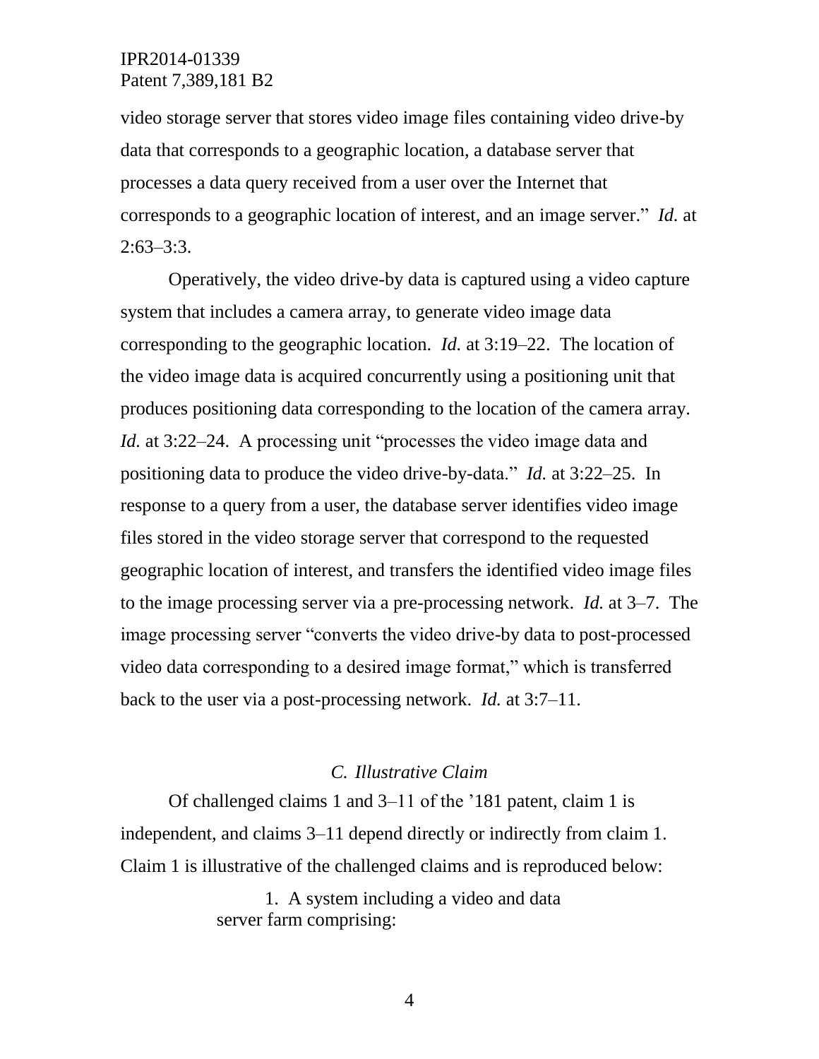video storage server that stores video image files containing video drive-by data that corresponds to a geographic location, a database server that processes a data query received from a user over the Internet that corresponds to a geographic location of interest, and an image server." *Id.* at 2:63–3:3.

Operatively, the video drive-by data is captured using a video capture system that includes a camera array, to generate video image data corresponding to the geographic location. *Id.* at 3:19–22. The location of the video image data is acquired concurrently using a positioning unit that produces positioning data corresponding to the location of the camera array. *Id.* at 3:22–24. A processing unit "processes the video image data and positioning data to produce the video drive-by-data." *Id.* at 3:22–25. In response to a query from a user, the database server identifies video image files stored in the video storage server that correspond to the requested geographic location of interest, and transfers the identified video image files to the image processing server via a pre-processing network. *Id.* at 3–7. The image processing server "converts the video drive-by data to post-processed video data corresponding to a desired image format," which is transferred back to the user via a post-processing network. *Id.* at 3:7–11.

### *C. Illustrative Claim*

Of challenged claims 1 and 3–11 of the '181 patent, claim 1 is independent, and claims 3–11 depend directly or indirectly from claim 1. Claim 1 is illustrative of the challenged claims and is reproduced below:

> 1. A system including a video and data server farm comprising: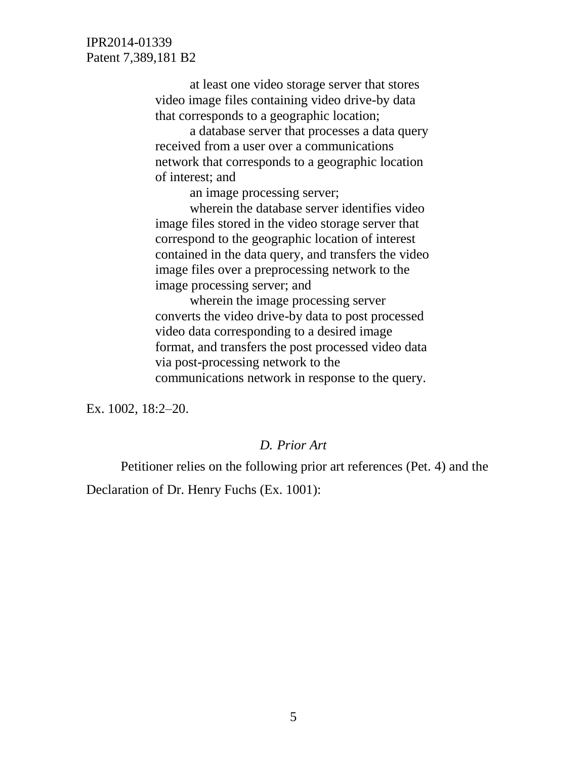> at least one video storage server that stores video image files containing video drive-by data that corresponds to a geographic location;
>
> a database server that processes a data query received from a user over a communications network that corresponds to a geographic location of interest; and
>
> an image processing server;
>
> wherein the database server identifies video image files stored in the video storage server that correspond to the geographic location of interest contained in the data query, and transfers the video image files over a preprocessing network to the image processing server; and
>
> wherein the image processing server converts the video drive-by data to post processed video data corresponding to a desired image format, and transfers the post processed video data via post-processing network to the communications network in response to the query.

Ex. 1002, 18:2–20.

### *D. Prior Art*

Petitioner relies on the following prior art references (Pet. 4) and the Declaration of Dr. Henry Fuchs (Ex. 1001):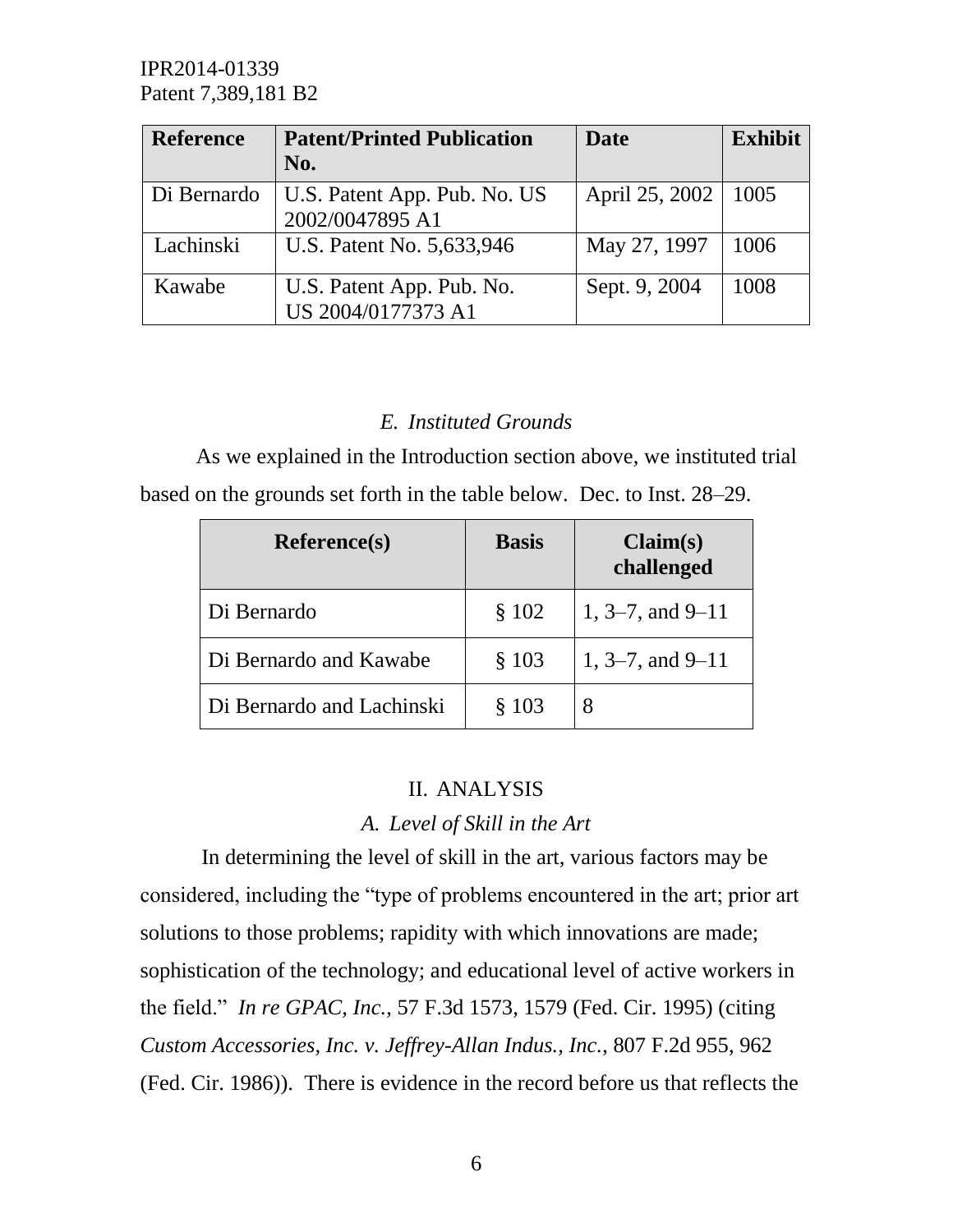| Reference | Patent/Printed Publication No. | Date | Exhibit |
|---|---|---|---|
| Di Bernardo | U.S. Patent App. Pub. No. US 2002/0047895 A1 | April 25, 2002 | 1005 |
| Lachinski | U.S. Patent No. 5,633,946 | May 27, 1997 | 1006 |
| Kawabe | U.S. Patent App. Pub. No. US 2004/0177373 A1 | Sept. 9, 2004 | 1008 |

### *E. Instituted Grounds*

As we explained in the Introduction section above, we instituted trial based on the grounds set forth in the table below. Dec. to Inst. 28–29.

| Reference(s) | Basis | Claim(s) challenged |
|---|---|---|
| Di Bernardo | § 102 | 1, 3–7, and 9–11 |
| Di Bernardo and Kawabe | § 103 | 1, 3–7, and 9–11 |
| Di Bernardo and Lachinski | § 103 | 8 |

## II. ANALYSIS

### *A. Level of Skill in the Art*

In determining the level of skill in the art, various factors may be considered, including the "type of problems encountered in the art; prior art solutions to those problems; rapidity with which innovations are made; sophistication of the technology; and educational level of active workers in the field." *In re GPAC, Inc.*, 57 F.3d 1573, 1579 (Fed. Cir. 1995) (citing *Custom Accessories, Inc. v. Jeffrey-Allan Indus., Inc.*, 807 F.2d 955, 962 (Fed. Cir. 1986)). There is evidence in the record before us that reflects the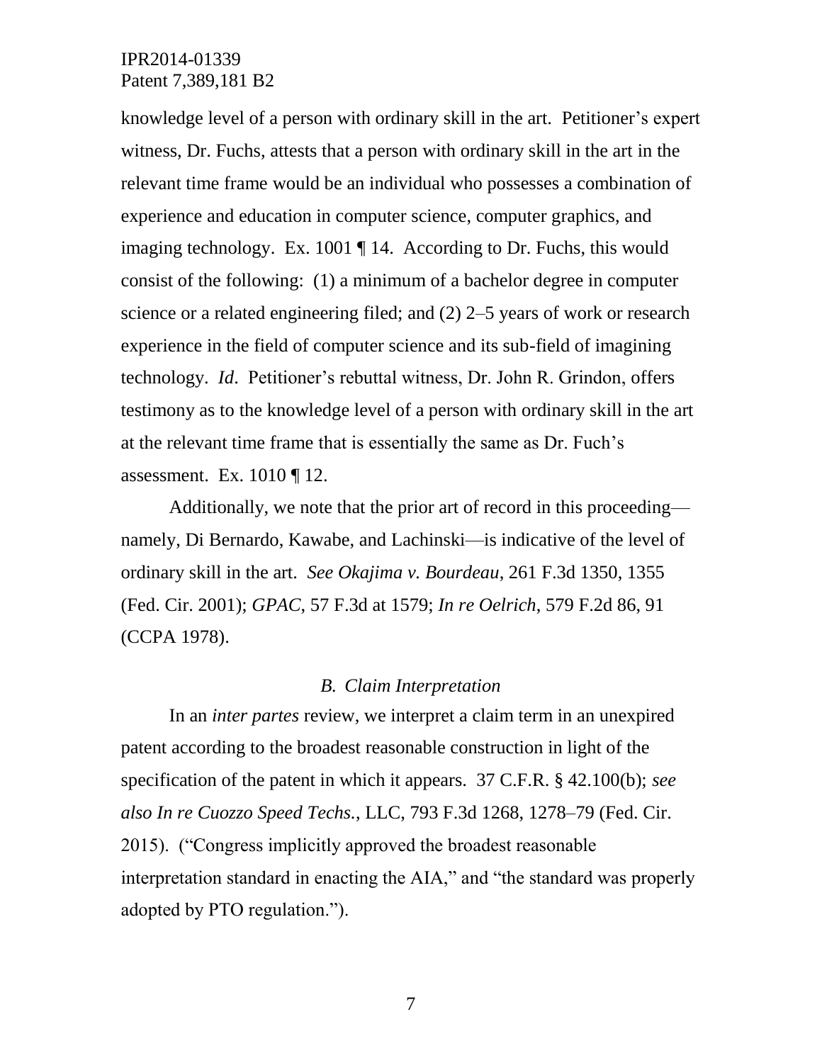knowledge level of a person with ordinary skill in the art. Petitioner's expert witness, Dr. Fuchs, attests that a person with ordinary skill in the art in the relevant time frame would be an individual who possesses a combination of experience and education in computer science, computer graphics, and imaging technology. Ex. 1001 ¶ 14. According to Dr. Fuchs, this would consist of the following: (1) a minimum of a bachelor degree in computer science or a related engineering filed; and (2) 2–5 years of work or research experience in the field of computer science and its sub-field of imagining technology. *Id*. Petitioner's rebuttal witness, Dr. John R. Grindon, offers testimony as to the knowledge level of a person with ordinary skill in the art at the relevant time frame that is essentially the same as Dr. Fuch's assessment. Ex. 1010 ¶ 12.

Additionally, we note that the prior art of record in this proceeding—namely, Di Bernardo, Kawabe, and Lachinski—is indicative of the level of ordinary skill in the art. *See Okajima v. Bourdeau*, 261 F.3d 1350, 1355 (Fed. Cir. 2001); *GPAC*, 57 F.3d at 1579; *In re Oelrich*, 579 F.2d 86, 91 (CCPA 1978).

### *B. Claim Interpretation*

In an *inter partes* review, we interpret a claim term in an unexpired patent according to the broadest reasonable construction in light of the specification of the patent in which it appears. 37 C.F.R. § 42.100(b); *see also In re Cuozzo Speed Techs.*, LLC, 793 F.3d 1268, 1278–79 (Fed. Cir. 2015). ("Congress implicitly approved the broadest reasonable interpretation standard in enacting the AIA," and "the standard was properly adopted by PTO regulation.").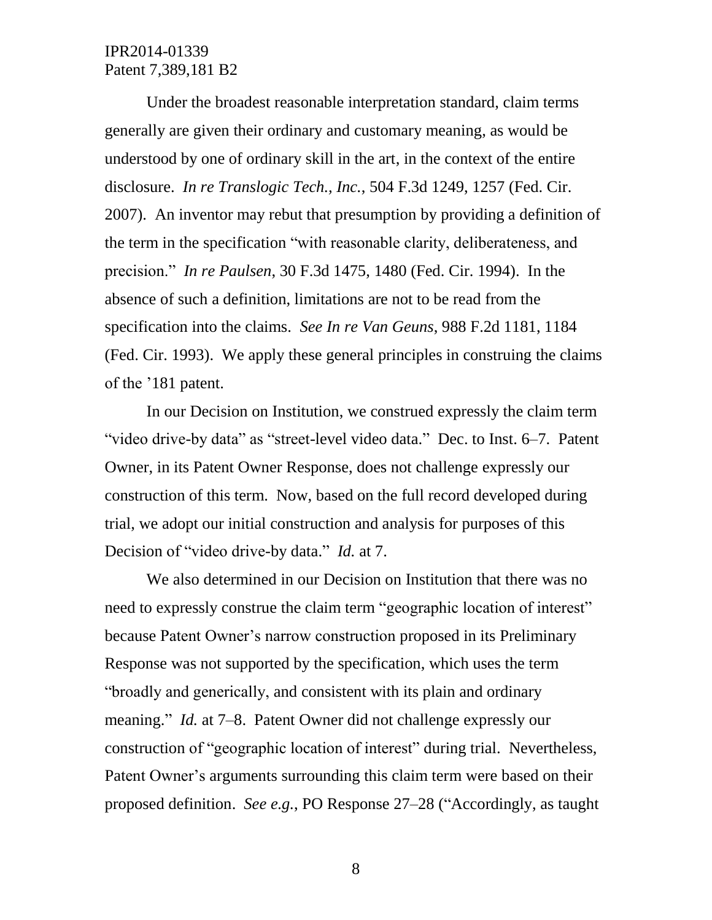Under the broadest reasonable interpretation standard, claim terms generally are given their ordinary and customary meaning, as would be understood by one of ordinary skill in the art, in the context of the entire disclosure. *In re Translogic Tech., Inc.*, 504 F.3d 1249, 1257 (Fed. Cir. 2007). An inventor may rebut that presumption by providing a definition of the term in the specification "with reasonable clarity, deliberateness, and precision." *In re Paulsen*, 30 F.3d 1475, 1480 (Fed. Cir. 1994). In the absence of such a definition, limitations are not to be read from the specification into the claims. *See In re Van Geuns*, 988 F.2d 1181, 1184 (Fed. Cir. 1993). We apply these general principles in construing the claims of the '181 patent.

In our Decision on Institution, we construed expressly the claim term "video drive-by data" as "street-level video data." Dec. to Inst. 6–7. Patent Owner, in its Patent Owner Response, does not challenge expressly our construction of this term. Now, based on the full record developed during trial, we adopt our initial construction and analysis for purposes of this Decision of "video drive-by data." *Id.* at 7.

We also determined in our Decision on Institution that there was no need to expressly construe the claim term "geographic location of interest" because Patent Owner's narrow construction proposed in its Preliminary Response was not supported by the specification, which uses the term "broadly and generically, and consistent with its plain and ordinary meaning." *Id.* at 7–8. Patent Owner did not challenge expressly our construction of "geographic location of interest" during trial. Nevertheless, Patent Owner's arguments surrounding this claim term were based on their proposed definition. *See e.g.*, PO Response 27–28 ("Accordingly, as taught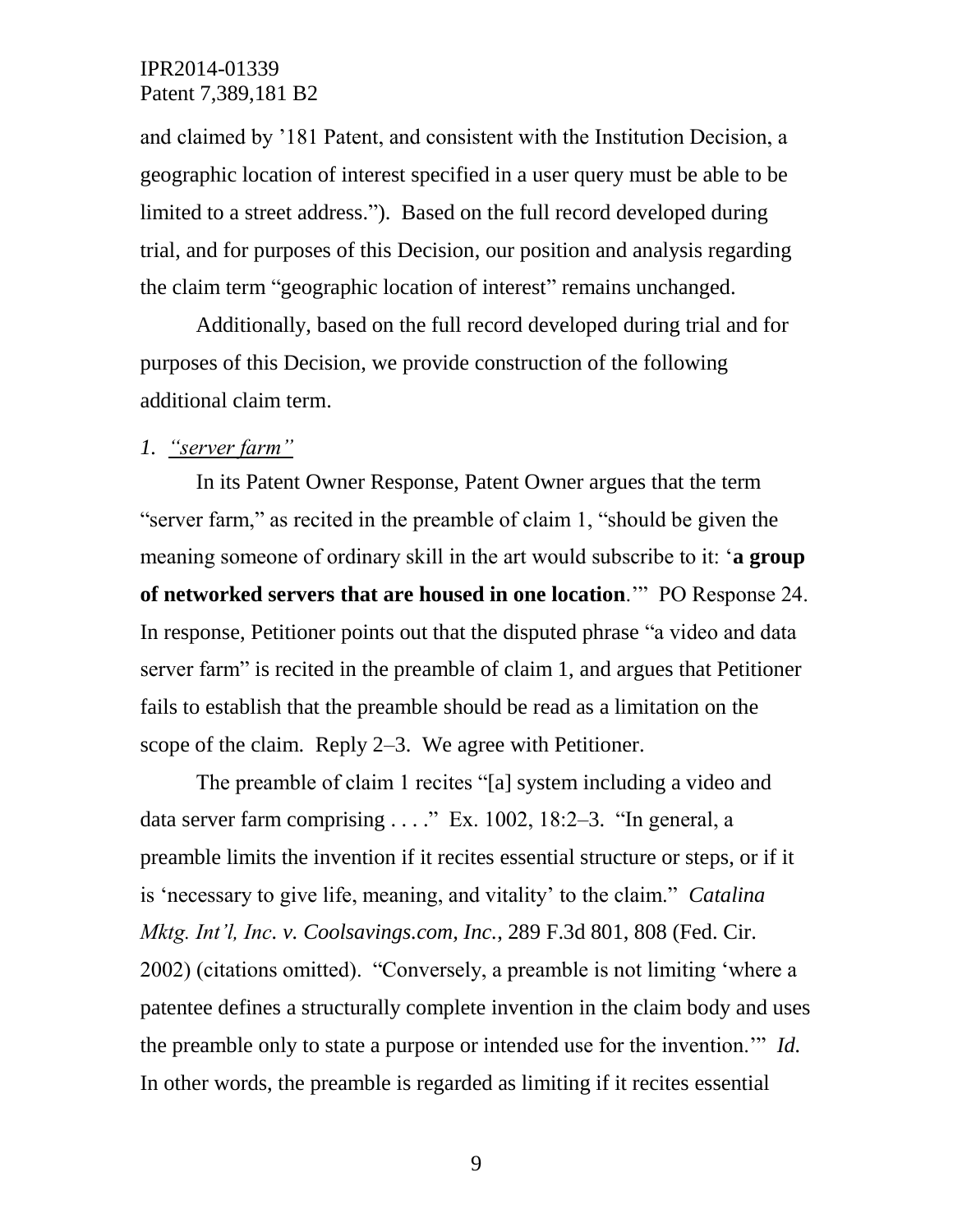and claimed by ’181 Patent, and consistent with the Institution Decision, a geographic location of interest specified in a user query must be able to be limited to a street address.”). Based on the full record developed during trial, and for purposes of this Decision, our position and analysis regarding the claim term “geographic location of interest” remains unchanged.

Additionally, based on the full record developed during trial and for purposes of this Decision, we provide construction of the following additional claim term.

*1. “server farm”*

In its Patent Owner Response, Patent Owner argues that the term “server farm,” as recited in the preamble of claim 1, “should be given the meaning someone of ordinary skill in the art would subscribe to it: ‘**a group of networked servers that are housed in one location**.’” PO Response 24. In response, Petitioner points out that the disputed phrase “a video and data server farm” is recited in the preamble of claim 1, and argues that Petitioner fails to establish that the preamble should be read as a limitation on the scope of the claim. Reply 2–3. We agree with Petitioner.

The preamble of claim 1 recites “[a] system including a video and data server farm comprising . . . .” Ex. 1002, 18:2–3. “In general, a preamble limits the invention if it recites essential structure or steps, or if it is ‘necessary to give life, meaning, and vitality’ to the claim.” *Catalina Mktg. Int’l, Inc. v. Coolsavings.com, Inc.*, 289 F.3d 801, 808 (Fed. Cir. 2002) (citations omitted). “Conversely, a preamble is not limiting ‘where a patentee defines a structurally complete invention in the claim body and uses the preamble only to state a purpose or intended use for the invention.’” *Id.* In other words, the preamble is regarded as limiting if it recites essential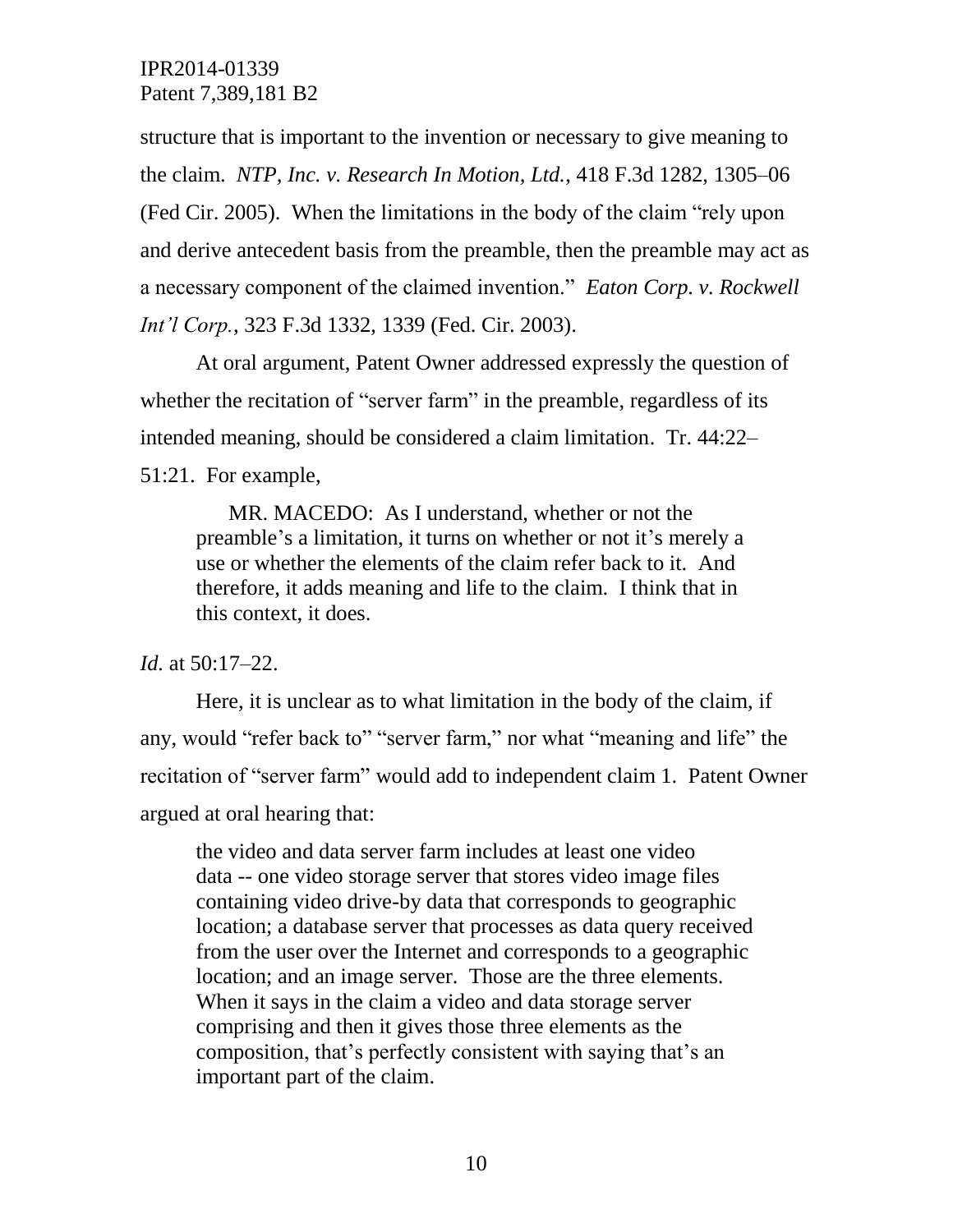structure that is important to the invention or necessary to give meaning to the claim. *NTP, Inc. v. Research In Motion, Ltd.*, 418 F.3d 1282, 1305–06 (Fed Cir. 2005). When the limitations in the body of the claim "rely upon and derive antecedent basis from the preamble, then the preamble may act as a necessary component of the claimed invention." *Eaton Corp. v. Rockwell Int'l Corp.*, 323 F.3d 1332, 1339 (Fed. Cir. 2003).

At oral argument, Patent Owner addressed expressly the question of whether the recitation of "server farm" in the preamble, regardless of its intended meaning, should be considered a claim limitation. Tr. 44:22–51:21. For example,

> MR. MACEDO: As I understand, whether or not the preamble's a limitation, it turns on whether or not it's merely a use or whether the elements of the claim refer back to it. And therefore, it adds meaning and life to the claim. I think that in this context, it does.

*Id.* at 50:17–22.

Here, it is unclear as to what limitation in the body of the claim, if any, would "refer back to" "server farm," nor what "meaning and life" the recitation of "server farm" would add to independent claim 1. Patent Owner argued at oral hearing that:

> the video and data server farm includes at least one video data -- one video storage server that stores video image files containing video drive-by data that corresponds to geographic location; a database server that processes as data query received from the user over the Internet and corresponds to a geographic location; and an image server. Those are the three elements. When it says in the claim a video and data storage server comprising and then it gives those three elements as the composition, that's perfectly consistent with saying that's an important part of the claim.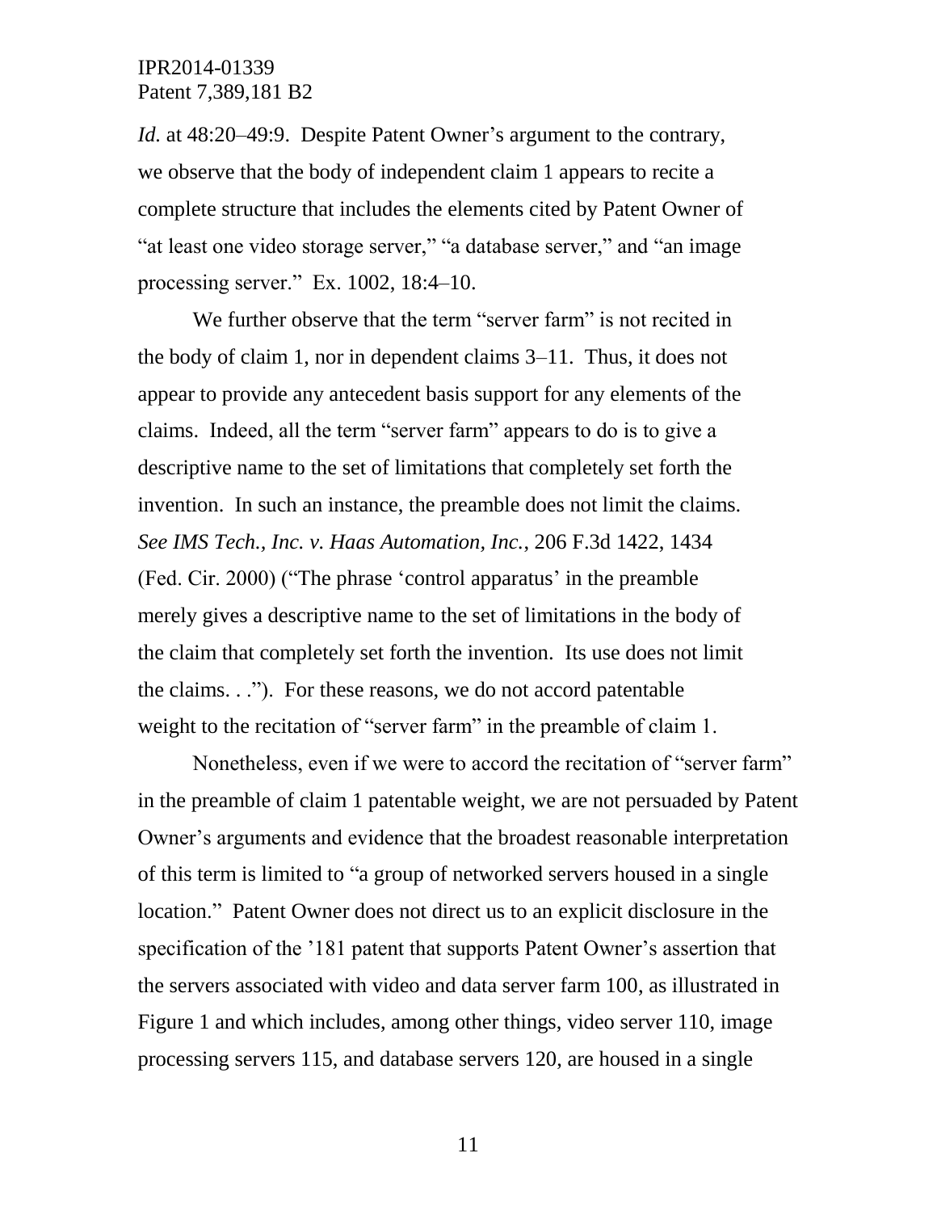*Id.* at 48:20–49:9. Despite Patent Owner's argument to the contrary, we observe that the body of independent claim 1 appears to recite a complete structure that includes the elements cited by Patent Owner of "at least one video storage server," "a database server," and "an image processing server." Ex. 1002, 18:4–10.

We further observe that the term "server farm" is not recited in the body of claim 1, nor in dependent claims 3–11. Thus, it does not appear to provide any antecedent basis support for any elements of the claims. Indeed, all the term "server farm" appears to do is to give a descriptive name to the set of limitations that completely set forth the invention. In such an instance, the preamble does not limit the claims. *See IMS Tech., Inc. v. Haas Automation, Inc.*, 206 F.3d 1422, 1434 (Fed. Cir. 2000) ("The phrase 'control apparatus' in the preamble merely gives a descriptive name to the set of limitations in the body of the claim that completely set forth the invention. Its use does not limit the claims. . ."). For these reasons, we do not accord patentable weight to the recitation of "server farm" in the preamble of claim 1.

Nonetheless, even if we were to accord the recitation of "server farm" in the preamble of claim 1 patentable weight, we are not persuaded by Patent Owner's arguments and evidence that the broadest reasonable interpretation of this term is limited to "a group of networked servers housed in a single location." Patent Owner does not direct us to an explicit disclosure in the specification of the '181 patent that supports Patent Owner's assertion that the servers associated with video and data server farm 100, as illustrated in Figure 1 and which includes, among other things, video server 110, image processing servers 115, and database servers 120, are housed in a single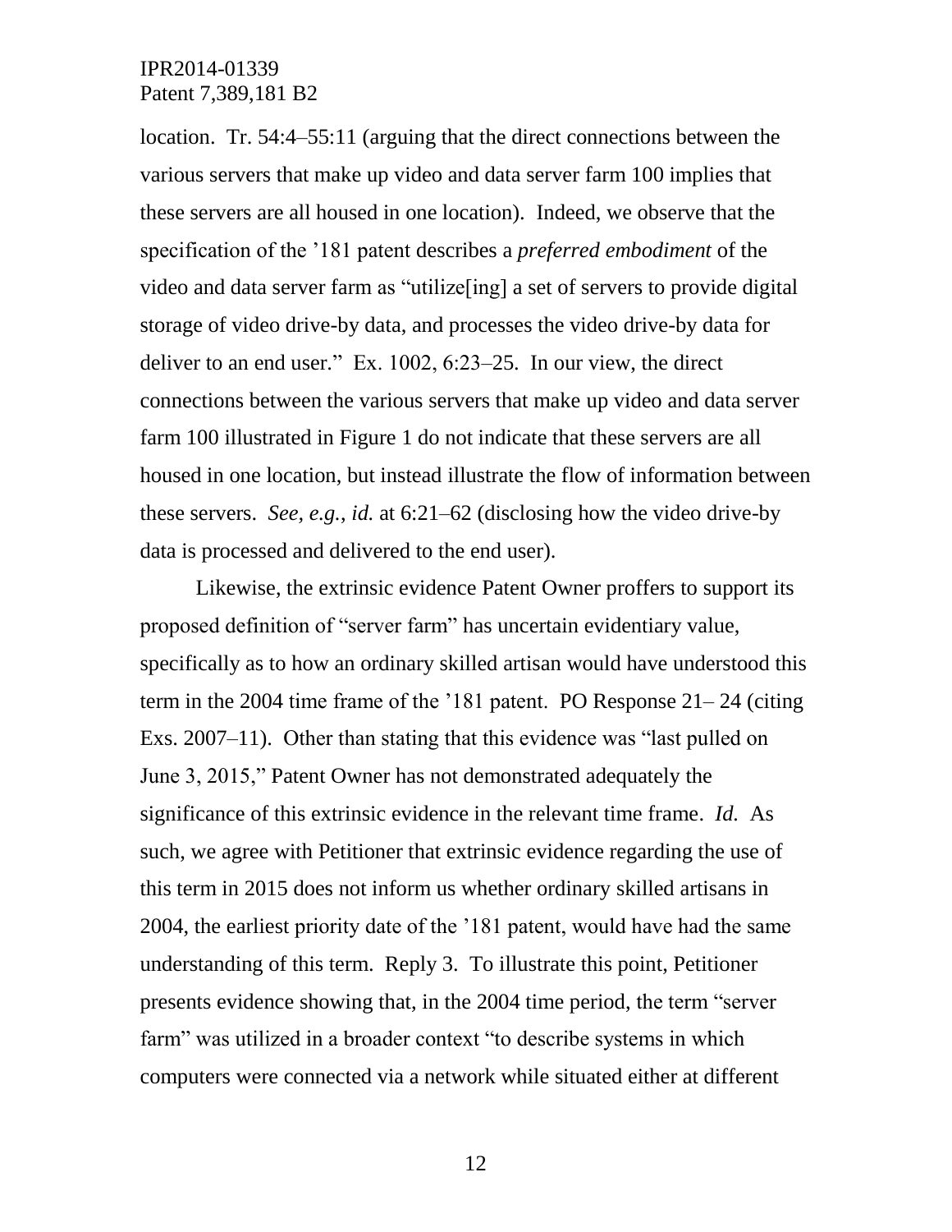location. Tr. 54:4–55:11 (arguing that the direct connections between the various servers that make up video and data server farm 100 implies that these servers are all housed in one location). Indeed, we observe that the specification of the '181 patent describes a *preferred embodiment* of the video and data server farm as "utilize[ing] a set of servers to provide digital storage of video drive-by data, and processes the video drive-by data for deliver to an end user." Ex. 1002, 6:23–25. In our view, the direct connections between the various servers that make up video and data server farm 100 illustrated in Figure 1 do not indicate that these servers are all housed in one location, but instead illustrate the flow of information between these servers. *See, e.g.*, *id.* at 6:21–62 (disclosing how the video drive-by data is processed and delivered to the end user).

Likewise, the extrinsic evidence Patent Owner proffers to support its proposed definition of "server farm" has uncertain evidentiary value, specifically as to how an ordinary skilled artisan would have understood this term in the 2004 time frame of the '181 patent. PO Response 21– 24 (citing Exs. 2007–11). Other than stating that this evidence was "last pulled on June 3, 2015," Patent Owner has not demonstrated adequately the significance of this extrinsic evidence in the relevant time frame. *Id.* As such, we agree with Petitioner that extrinsic evidence regarding the use of this term in 2015 does not inform us whether ordinary skilled artisans in 2004, the earliest priority date of the '181 patent, would have had the same understanding of this term. Reply 3. To illustrate this point, Petitioner presents evidence showing that, in the 2004 time period, the term "server farm" was utilized in a broader context "to describe systems in which computers were connected via a network while situated either at different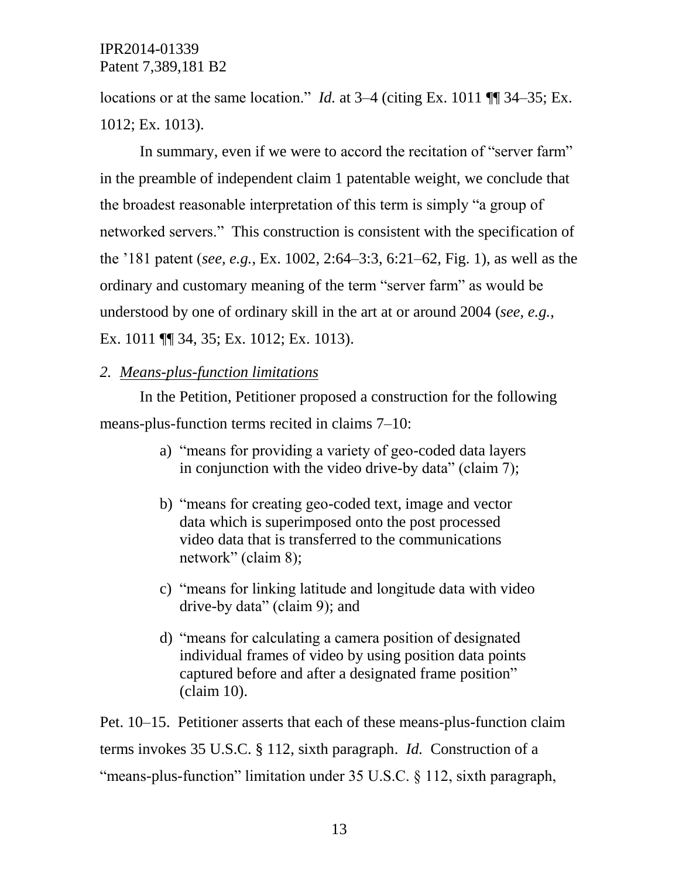locations or at the same location." *Id.* at 3–4 (citing Ex. 1011 ¶¶ 34–35; Ex. 1012; Ex. 1013).

In summary, even if we were to accord the recitation of "server farm" in the preamble of independent claim 1 patentable weight, we conclude that the broadest reasonable interpretation of this term is simply "a group of networked servers." This construction is consistent with the specification of the '181 patent (*see, e.g.*, Ex. 1002, 2:64–3:3, 6:21–62, Fig. 1), as well as the ordinary and customary meaning of the term "server farm" as would be understood by one of ordinary skill in the art at or around 2004 (*see, e.g.*, Ex. 1011 ¶¶ 34, 35; Ex. 1012; Ex. 1013).

### *2. Means-plus-function limitations*

In the Petition, Petitioner proposed a construction for the following means-plus-function terms recited in claims 7–10:

a) "means for providing a variety of geo-coded data layers in conjunction with the video drive-by data" (claim 7);

b) "means for creating geo-coded text, image and vector data which is superimposed onto the post processed video data that is transferred to the communications network" (claim 8);

c) "means for linking latitude and longitude data with video drive-by data" (claim 9); and

d) "means for calculating a camera position of designated individual frames of video by using position data points captured before and after a designated frame position" (claim 10).

Pet. 10–15. Petitioner asserts that each of these means-plus-function claim terms invokes 35 U.S.C. § 112, sixth paragraph. *Id.* Construction of a "means-plus-function" limitation under 35 U.S.C. § 112, sixth paragraph,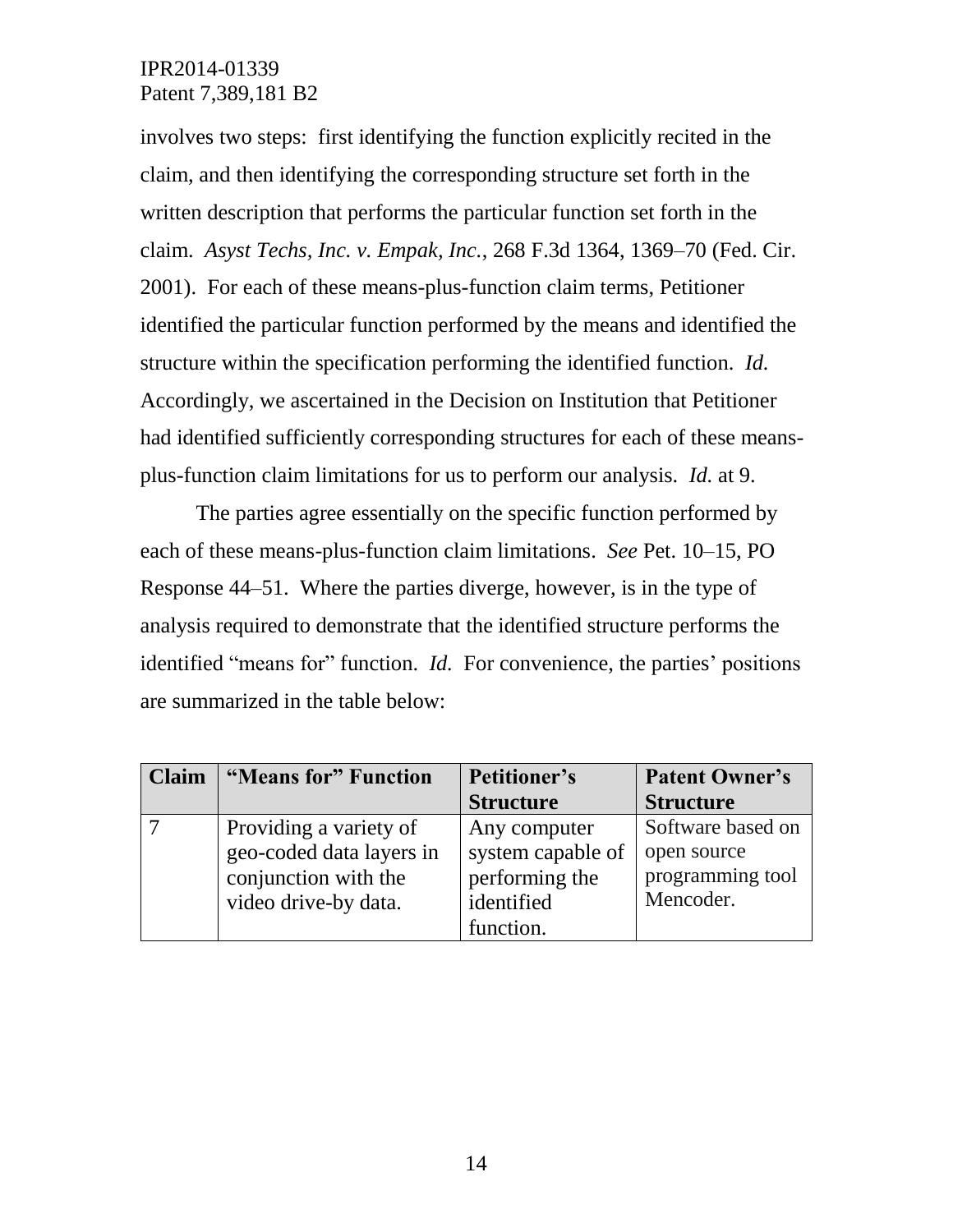involves two steps: first identifying the function explicitly recited in the claim, and then identifying the corresponding structure set forth in the written description that performs the particular function set forth in the claim. *Asyst Techs, Inc. v. Empak, Inc.*, 268 F.3d 1364, 1369–70 (Fed. Cir. 2001). For each of these means-plus-function claim terms, Petitioner identified the particular function performed by the means and identified the structure within the specification performing the identified function. *Id.* Accordingly, we ascertained in the Decision on Institution that Petitioner had identified sufficiently corresponding structures for each of these means-plus-function claim limitations for us to perform our analysis. *Id.* at 9.

The parties agree essentially on the specific function performed by each of these means-plus-function claim limitations. *See* Pet. 10–15, PO Response 44–51. Where the parties diverge, however, is in the type of analysis required to demonstrate that the identified structure performs the identified "means for" function. *Id.* For convenience, the parties' positions are summarized in the table below:

| Claim | "Means for" Function | Petitioner's Structure | Patent Owner's Structure |
|---|---|---|---|
| 7 | Providing a variety of geo-coded data layers in conjunction with the video drive-by data. | Any computer system capable of performing the identified function. | Software based on open source programming tool Mencoder. |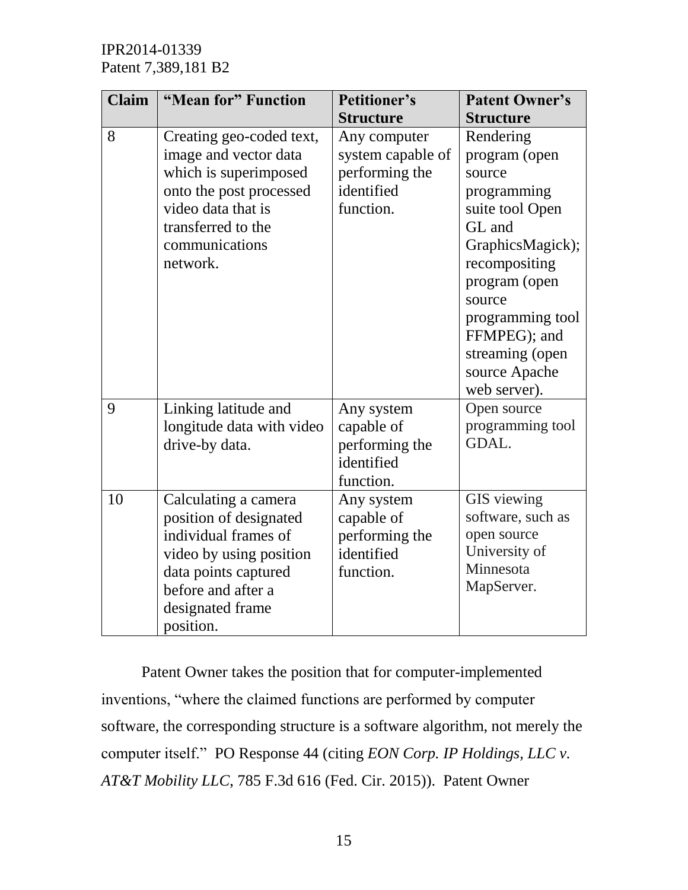| Claim | "Mean for" Function | Petitioner's Structure | Patent Owner's Structure |
| --- | --- | --- | --- |
| 8 | Creating geo-coded text, image and vector data which is superimposed onto the post processed video data that is transferred to the communications network. | Any computer system capable of performing the identified function. | Rendering program (open source programming suite tool Open GL and GraphicsMagick); recompositing program (open source programming tool FFMPEG); and streaming (open source Apache web server). |
| 9 | Linking latitude and longitude data with video drive-by data. | Any system capable of performing the identified function. | Open source programming tool GDAL. |
| 10 | Calculating a camera position of designated individual frames of video by using position data points captured before and after a designated frame position. | Any system capable of performing the identified function. | GIS viewing software, such as open source University of Minnesota MapServer. |

Patent Owner takes the position that for computer-implemented inventions, "where the claimed functions are performed by computer software, the corresponding structure is a software algorithm, not merely the computer itself." PO Response 44 (citing *EON Corp. IP Holdings, LLC v. AT&T Mobility LLC*, 785 F.3d 616 (Fed. Cir. 2015)). Patent Owner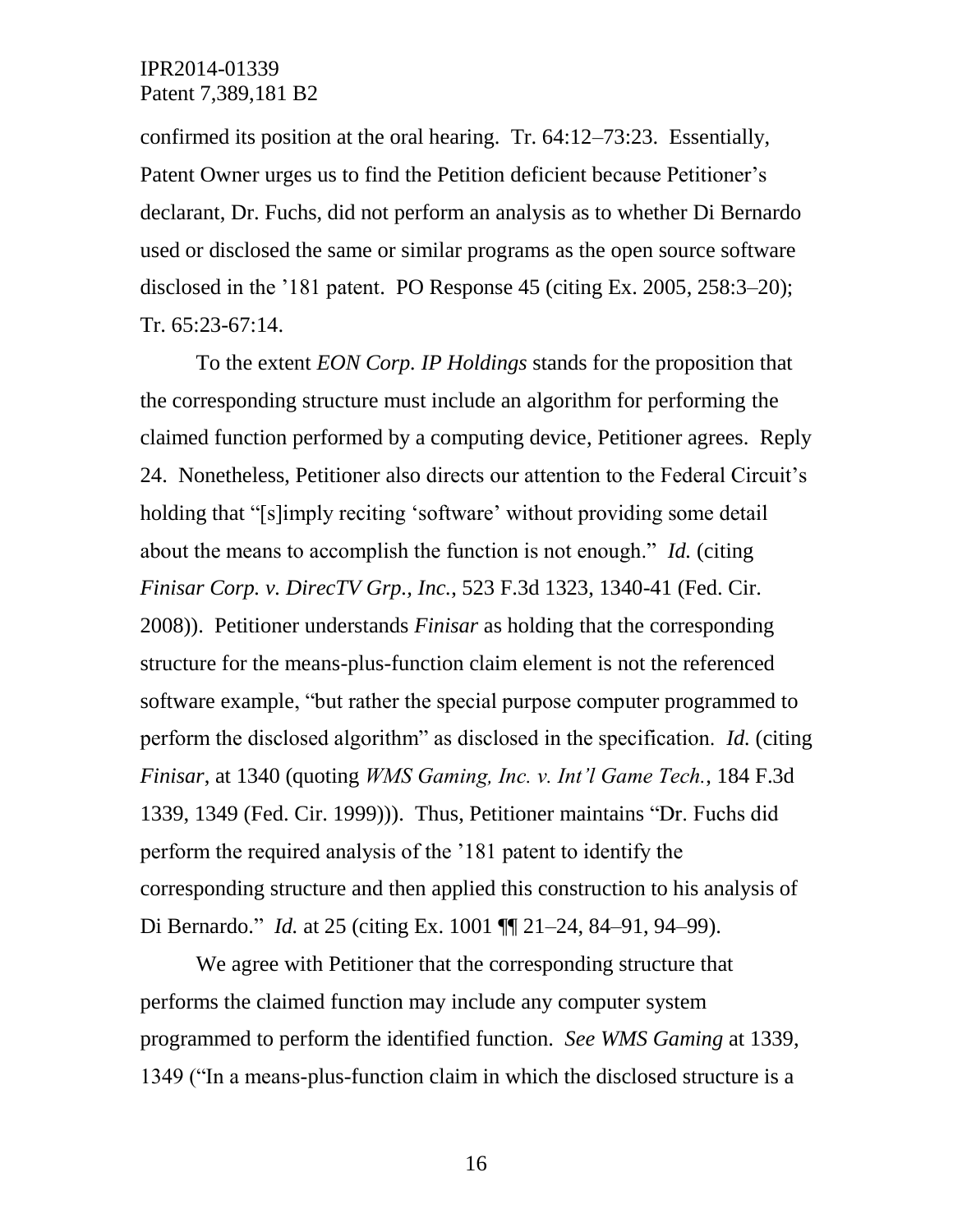confirmed its position at the oral hearing. Tr. 64:12–73:23. Essentially, Patent Owner urges us to find the Petition deficient because Petitioner's declarant, Dr. Fuchs, did not perform an analysis as to whether Di Bernardo used or disclosed the same or similar programs as the open source software disclosed in the '181 patent. PO Response 45 (citing Ex. 2005, 258:3–20); Tr. 65:23-67:14.

To the extent *EON Corp. IP Holdings* stands for the proposition that the corresponding structure must include an algorithm for performing the claimed function performed by a computing device, Petitioner agrees. Reply 24. Nonetheless, Petitioner also directs our attention to the Federal Circuit's holding that "[s]imply reciting 'software' without providing some detail about the means to accomplish the function is not enough." *Id.* (citing *Finisar Corp. v. DirecTV Grp., Inc.*, 523 F.3d 1323, 1340-41 (Fed. Cir. 2008)). Petitioner understands *Finisar* as holding that the corresponding structure for the means-plus-function claim element is not the referenced software example, "but rather the special purpose computer programmed to perform the disclosed algorithm" as disclosed in the specification. *Id.* (citing *Finisar*, at 1340 (quoting *WMS Gaming, Inc. v. Int'l Game Tech.*, 184 F.3d 1339, 1349 (Fed. Cir. 1999))). Thus, Petitioner maintains "Dr. Fuchs did perform the required analysis of the '181 patent to identify the corresponding structure and then applied this construction to his analysis of Di Bernardo." *Id.* at 25 (citing Ex. 1001 ¶¶ 21–24, 84–91, 94–99).

We agree with Petitioner that the corresponding structure that performs the claimed function may include any computer system programmed to perform the identified function. *See WMS Gaming* at 1339, 1349 ("In a means-plus-function claim in which the disclosed structure is a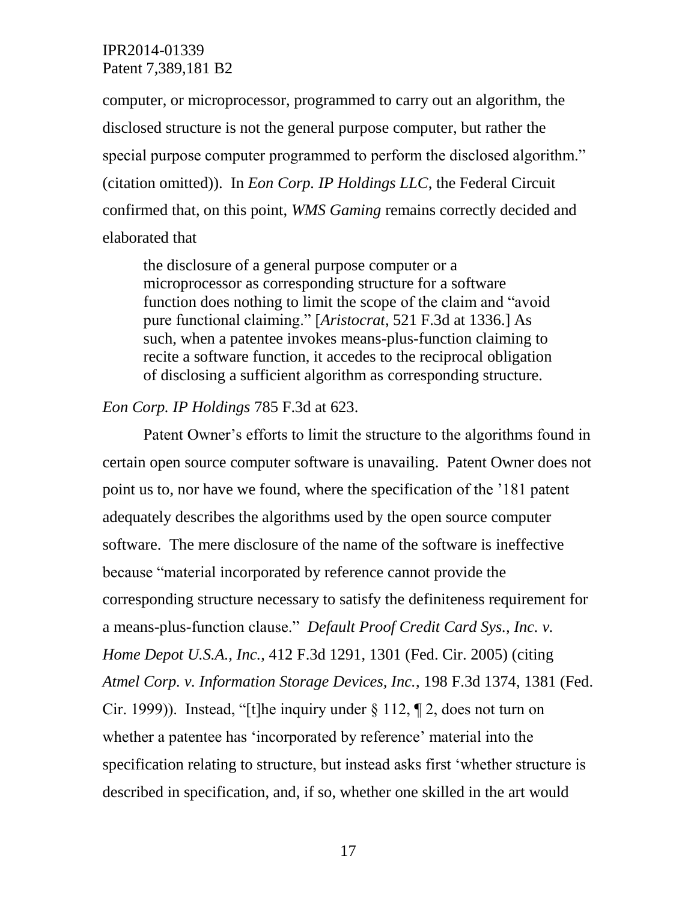computer, or microprocessor, programmed to carry out an algorithm, the disclosed structure is not the general purpose computer, but rather the special purpose computer programmed to perform the disclosed algorithm." (citation omitted)). In *Eon Corp. IP Holdings LLC*, the Federal Circuit confirmed that, on this point, *WMS Gaming* remains correctly decided and elaborated that

> the disclosure of a general purpose computer or a microprocessor as corresponding structure for a software function does nothing to limit the scope of the claim and "avoid pure functional claiming." [*Aristocrat*, 521 F.3d at 1336.] As such, when a patentee invokes means-plus-function claiming to recite a software function, it accedes to the reciprocal obligation of disclosing a sufficient algorithm as corresponding structure.

*Eon Corp. IP Holdings* 785 F.3d at 623.

Patent Owner's efforts to limit the structure to the algorithms found in certain open source computer software is unavailing. Patent Owner does not point us to, nor have we found, where the specification of the '181 patent adequately describes the algorithms used by the open source computer software. The mere disclosure of the name of the software is ineffective because "material incorporated by reference cannot provide the corresponding structure necessary to satisfy the definiteness requirement for a means-plus-function clause." *Default Proof Credit Card Sys., Inc. v. Home Depot U.S.A., Inc.*, 412 F.3d 1291, 1301 (Fed. Cir. 2005) (citing *Atmel Corp. v. Information Storage Devices, Inc.*, 198 F.3d 1374, 1381 (Fed. Cir. 1999)). Instead, "[t]he inquiry under § 112, ¶ 2, does not turn on whether a patentee has 'incorporated by reference' material into the specification relating to structure, but instead asks first 'whether structure is described in specification, and, if so, whether one skilled in the art would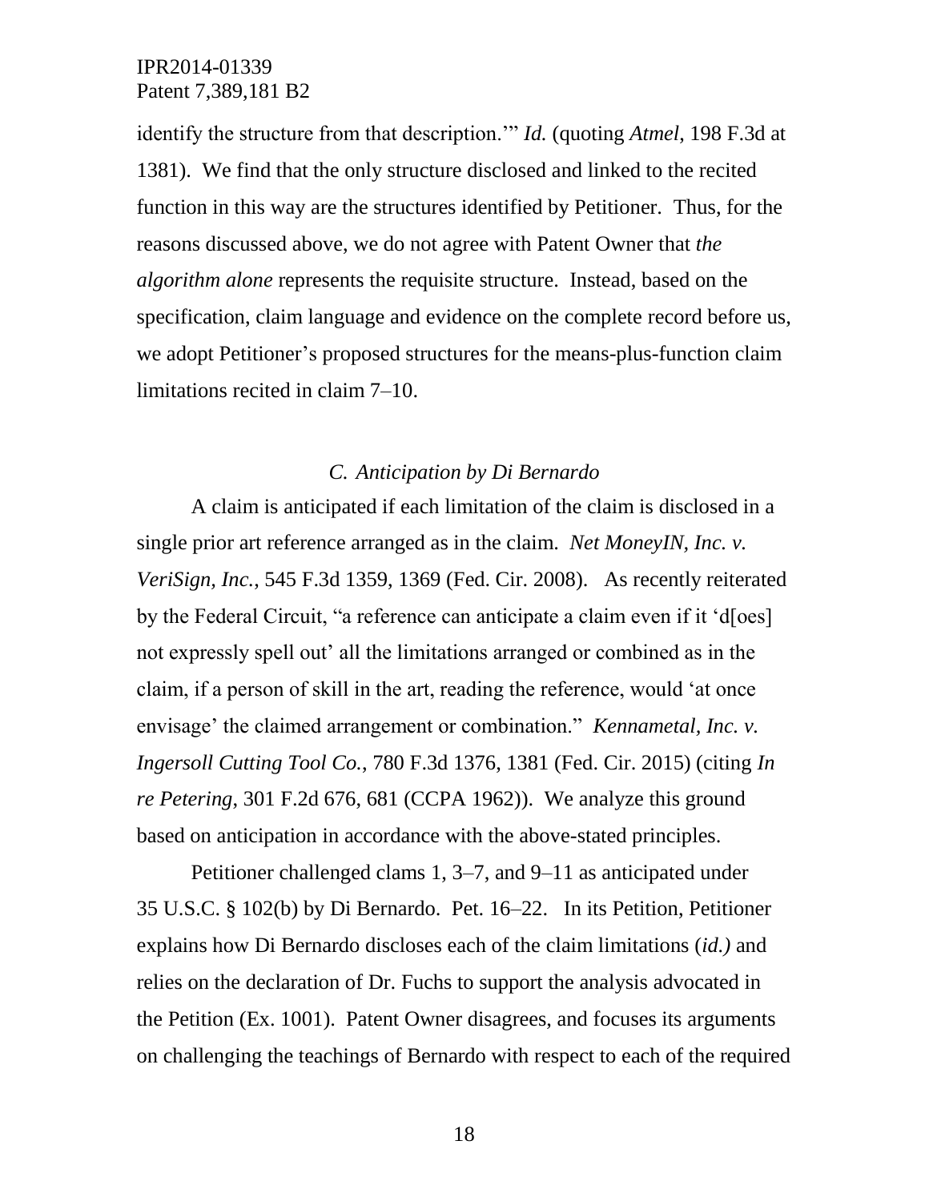identify the structure from that description.'" *Id.* (quoting *Atmel*, 198 F.3d at 1381). We find that the only structure disclosed and linked to the recited function in this way are the structures identified by Petitioner. Thus, for the reasons discussed above, we do not agree with Patent Owner that *the algorithm alone* represents the requisite structure. Instead, based on the specification, claim language and evidence on the complete record before us, we adopt Petitioner's proposed structures for the means-plus-function claim limitations recited in claim 7–10.

### *C. Anticipation by Di Bernardo*

A claim is anticipated if each limitation of the claim is disclosed in a single prior art reference arranged as in the claim. *Net MoneyIN, Inc. v. VeriSign, Inc.*, 545 F.3d 1359, 1369 (Fed. Cir. 2008). As recently reiterated by the Federal Circuit, "a reference can anticipate a claim even if it 'd[oes] not expressly spell out' all the limitations arranged or combined as in the claim, if a person of skill in the art, reading the reference, would 'at once envisage' the claimed arrangement or combination." *Kennametal, Inc. v. Ingersoll Cutting Tool Co.*, 780 F.3d 1376, 1381 (Fed. Cir. 2015) (citing *In re Petering*, 301 F.2d 676, 681 (CCPA 1962)). We analyze this ground based on anticipation in accordance with the above-stated principles.

Petitioner challenged clams 1, 3–7, and 9–11 as anticipated under 35 U.S.C. § 102(b) by Di Bernardo. Pet. 16–22. In its Petition, Petitioner explains how Di Bernardo discloses each of the claim limitations (*id.)* and relies on the declaration of Dr. Fuchs to support the analysis advocated in the Petition (Ex. 1001). Patent Owner disagrees, and focuses its arguments on challenging the teachings of Bernardo with respect to each of the required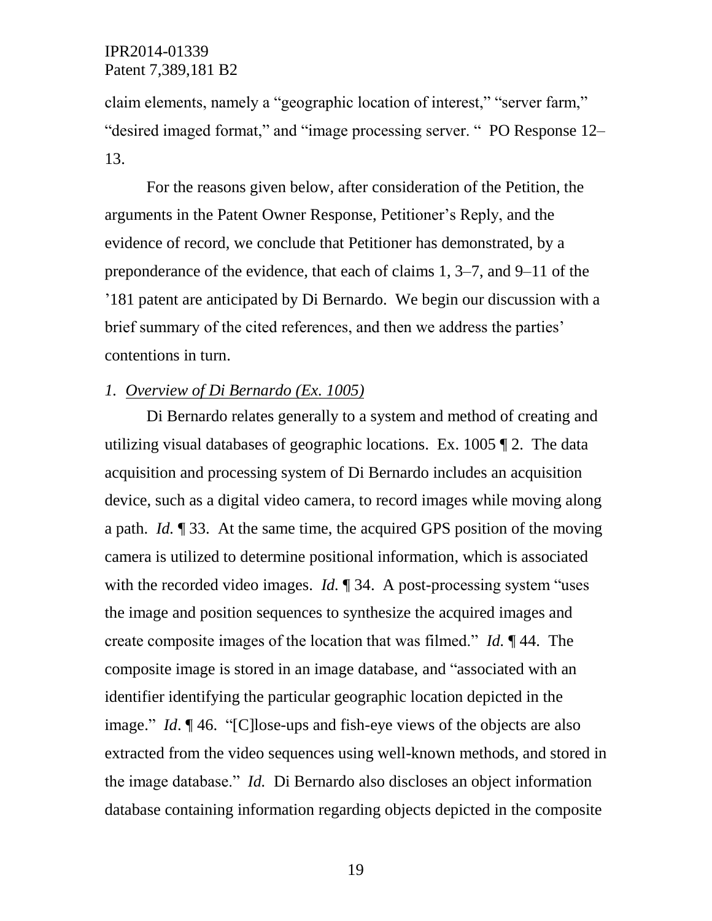claim elements, namely a "geographic location of interest," "server farm," "desired imaged format," and "image processing server. " PO Response 12–13.

For the reasons given below, after consideration of the Petition, the arguments in the Patent Owner Response, Petitioner's Reply, and the evidence of record, we conclude that Petitioner has demonstrated, by a preponderance of the evidence, that each of claims 1, 3–7, and 9–11 of the '181 patent are anticipated by Di Bernardo. We begin our discussion with a brief summary of the cited references, and then we address the parties' contentions in turn.

*1. Overview of Di Bernardo (Ex. 1005)*

Di Bernardo relates generally to a system and method of creating and utilizing visual databases of geographic locations. Ex. 1005 ¶ 2. The data acquisition and processing system of Di Bernardo includes an acquisition device, such as a digital video camera, to record images while moving along a path. *Id.* ¶ 33. At the same time, the acquired GPS position of the moving camera is utilized to determine positional information, which is associated with the recorded video images. *Id.* ¶ 34. A post-processing system "uses the image and position sequences to synthesize the acquired images and create composite images of the location that was filmed." *Id.* ¶ 44. The composite image is stored in an image database, and "associated with an identifier identifying the particular geographic location depicted in the image." *Id*. ¶ 46. "[C]lose-ups and fish-eye views of the objects are also extracted from the video sequences using well-known methods, and stored in the image database." *Id.* Di Bernardo also discloses an object information database containing information regarding objects depicted in the composite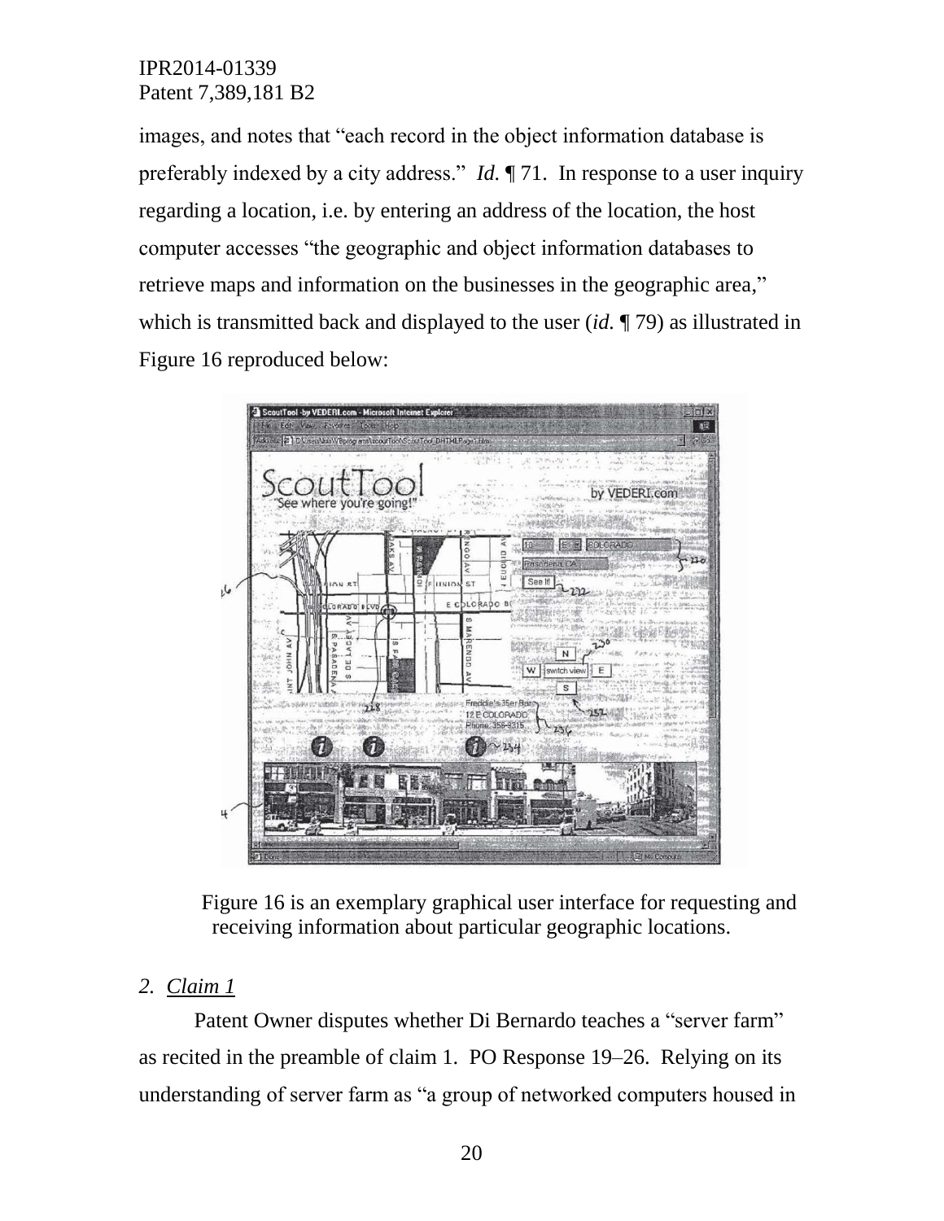images, and notes that "each record in the object information database is preferably indexed by a city address." *Id.* ¶ 71. In response to a user inquiry regarding a location, i.e. by entering an address of the location, the host computer accesses "the geographic and object information databases to retrieve maps and information on the businesses in the geographic area," which is transmitted back and displayed to the user (*id.* ¶ 79) as illustrated in Figure 16 reproduced below:

Figure 16 is an exemplary graphical user interface for requesting and receiving information about particular geographic locations.

*2. Claim 1*

Patent Owner disputes whether Di Bernardo teaches a "server farm" as recited in the preamble of claim 1. PO Response 19–26. Relying on its understanding of server farm as "a group of networked computers housed in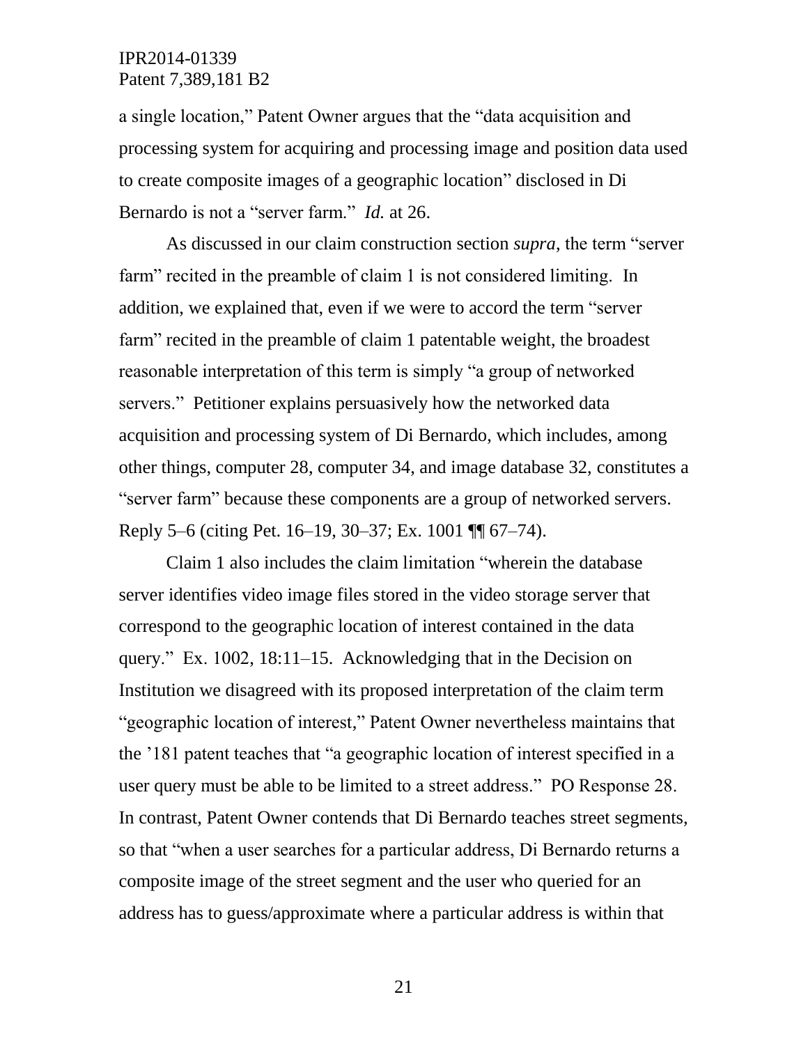a single location," Patent Owner argues that the "data acquisition and processing system for acquiring and processing image and position data used to create composite images of a geographic location" disclosed in Di Bernardo is not a "server farm." *Id.* at 26.

As discussed in our claim construction section *supra*, the term "server farm" recited in the preamble of claim 1 is not considered limiting. In addition, we explained that, even if we were to accord the term "server farm" recited in the preamble of claim 1 patentable weight, the broadest reasonable interpretation of this term is simply "a group of networked servers." Petitioner explains persuasively how the networked data acquisition and processing system of Di Bernardo, which includes, among other things, computer 28, computer 34, and image database 32, constitutes a "server farm" because these components are a group of networked servers. Reply 5–6 (citing Pet. 16–19, 30–37; Ex. 1001 ¶¶ 67–74).

Claim 1 also includes the claim limitation "wherein the database server identifies video image files stored in the video storage server that correspond to the geographic location of interest contained in the data query." Ex. 1002, 18:11–15. Acknowledging that in the Decision on Institution we disagreed with its proposed interpretation of the claim term "geographic location of interest," Patent Owner nevertheless maintains that the '181 patent teaches that "a geographic location of interest specified in a user query must be able to be limited to a street address." PO Response 28. In contrast, Patent Owner contends that Di Bernardo teaches street segments, so that "when a user searches for a particular address, Di Bernardo returns a composite image of the street segment and the user who queried for an address has to guess/approximate where a particular address is within that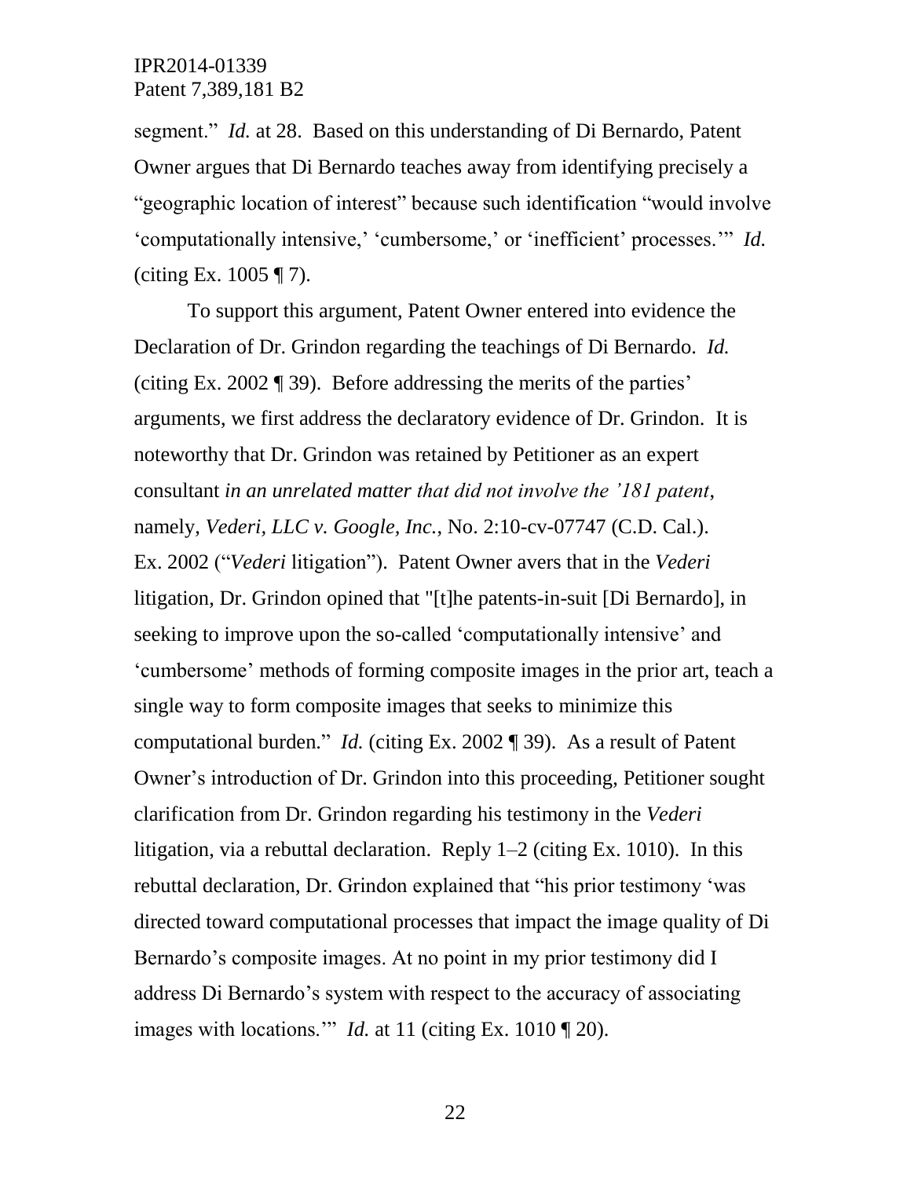segment." *Id.* at 28. Based on this understanding of Di Bernardo, Patent Owner argues that Di Bernardo teaches away from identifying precisely a "geographic location of interest" because such identification "would involve 'computationally intensive,' 'cumbersome,' or 'inefficient' processes.'" *Id.* (citing Ex. 1005 ¶ 7).

To support this argument, Patent Owner entered into evidence the Declaration of Dr. Grindon regarding the teachings of Di Bernardo. *Id.* (citing Ex. 2002 ¶ 39). Before addressing the merits of the parties' arguments, we first address the declaratory evidence of Dr. Grindon. It is noteworthy that Dr. Grindon was retained by Petitioner as an expert consultant *in an unrelated matter that did not involve the '181 patent*, namely, *Vederi, LLC v. Google, Inc.*, No. 2:10-cv-07747 (C.D. Cal.). Ex. 2002 ("*Vederi* litigation"). Patent Owner avers that in the *Vederi* litigation, Dr. Grindon opined that "[t]he patents-in-suit [Di Bernardo], in seeking to improve upon the so-called 'computationally intensive' and 'cumbersome' methods of forming composite images in the prior art, teach a single way to form composite images that seeks to minimize this computational burden." *Id.* (citing Ex. 2002 ¶ 39). As a result of Patent Owner's introduction of Dr. Grindon into this proceeding, Petitioner sought clarification from Dr. Grindon regarding his testimony in the *Vederi* litigation, via a rebuttal declaration. Reply 1–2 (citing Ex. 1010). In this rebuttal declaration, Dr. Grindon explained that "his prior testimony 'was directed toward computational processes that impact the image quality of Di Bernardo's composite images. At no point in my prior testimony did I address Di Bernardo's system with respect to the accuracy of associating images with locations.'" *Id.* at 11 (citing Ex. 1010 ¶ 20).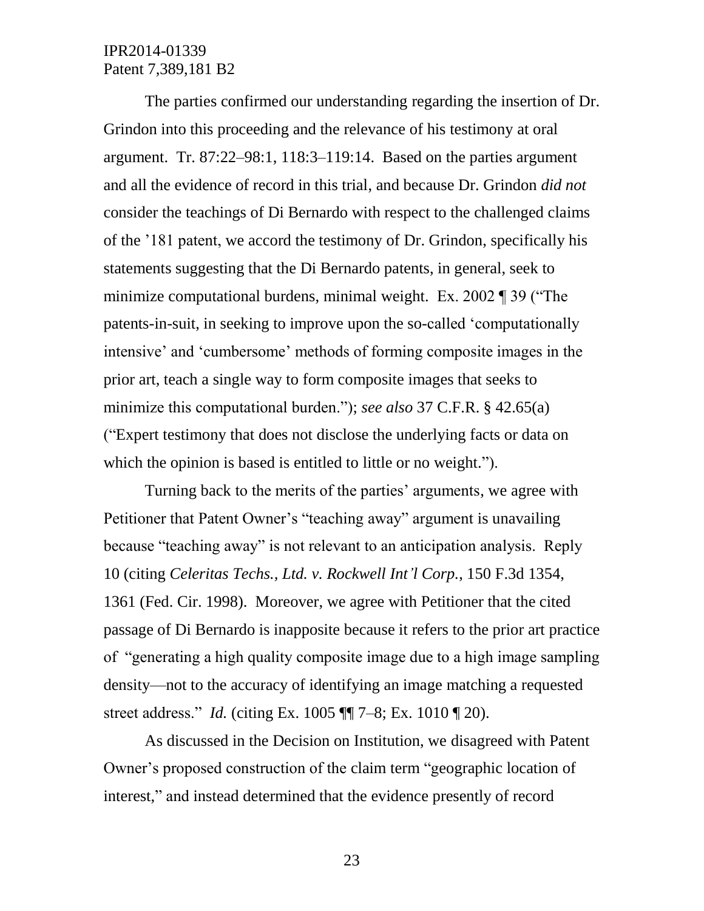The parties confirmed our understanding regarding the insertion of Dr. Grindon into this proceeding and the relevance of his testimony at oral argument. Tr. 87:22–98:1, 118:3–119:14. Based on the parties argument and all the evidence of record in this trial, and because Dr. Grindon *did not* consider the teachings of Di Bernardo with respect to the challenged claims of the ’181 patent, we accord the testimony of Dr. Grindon, specifically his statements suggesting that the Di Bernardo patents, in general, seek to minimize computational burdens, minimal weight. Ex. 2002 ¶ 39 (“The patents-in-suit, in seeking to improve upon the so-called ‘computationally intensive’ and ‘cumbersome’ methods of forming composite images in the prior art, teach a single way to form composite images that seeks to minimize this computational burden.”); *see also* 37 C.F.R. § 42.65(a) (“Expert testimony that does not disclose the underlying facts or data on which the opinion is based is entitled to little or no weight.”).

Turning back to the merits of the parties’ arguments, we agree with Petitioner that Patent Owner’s “teaching away” argument is unavailing because “teaching away” is not relevant to an anticipation analysis. Reply 10 (citing *Celeritas Techs., Ltd. v. Rockwell Int’l Corp.*, 150 F.3d 1354, 1361 (Fed. Cir. 1998). Moreover, we agree with Petitioner that the cited passage of Di Bernardo is inapposite because it refers to the prior art practice of “generating a high quality composite image due to a high image sampling density—not to the accuracy of identifying an image matching a requested street address.” *Id.* (citing Ex. 1005 ¶¶ 7–8; Ex. 1010 ¶ 20).

As discussed in the Decision on Institution, we disagreed with Patent Owner’s proposed construction of the claim term “geographic location of interest,” and instead determined that the evidence presently of record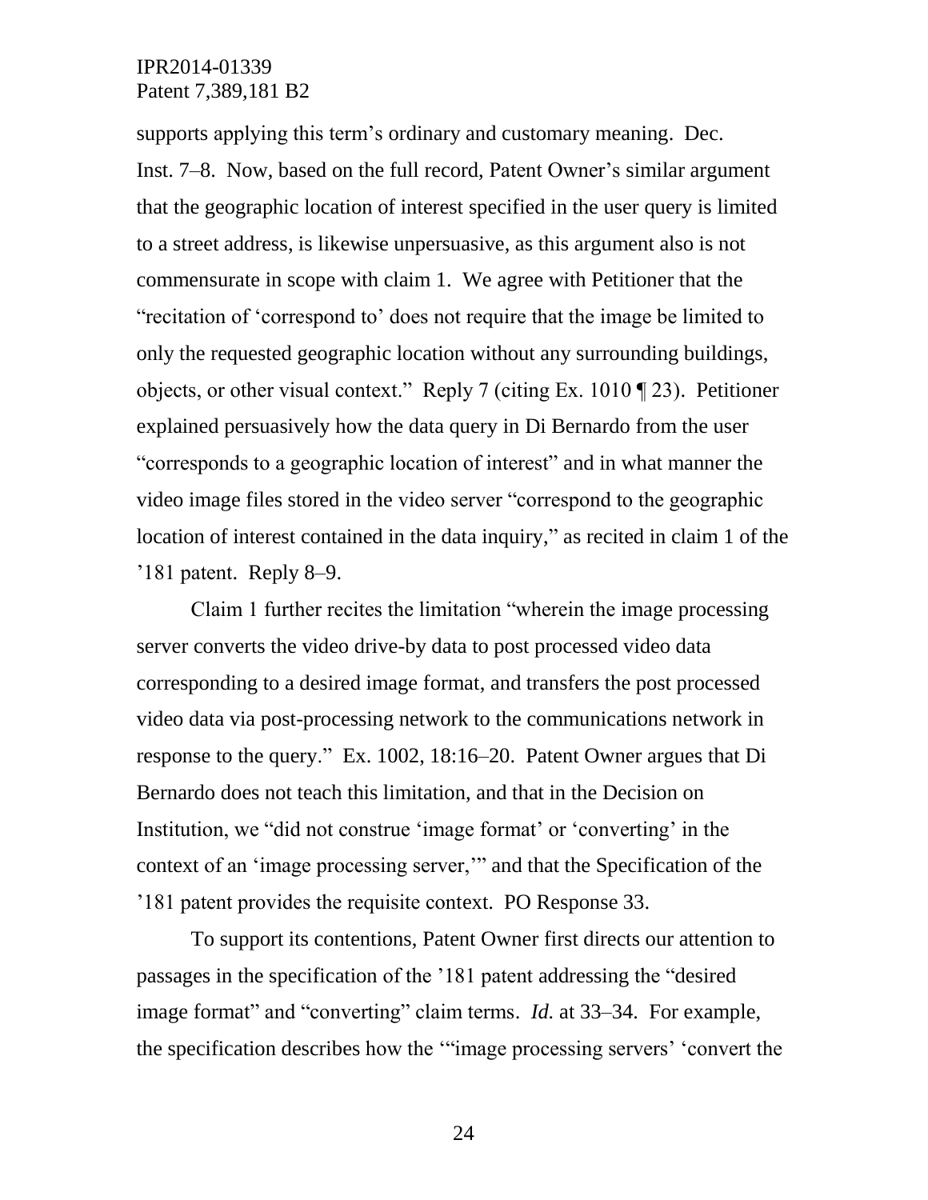supports applying this term's ordinary and customary meaning. Dec. Inst. 7–8. Now, based on the full record, Patent Owner's similar argument that the geographic location of interest specified in the user query is limited to a street address, is likewise unpersuasive, as this argument also is not commensurate in scope with claim 1. We agree with Petitioner that the "recitation of 'correspond to' does not require that the image be limited to only the requested geographic location without any surrounding buildings, objects, or other visual context." Reply 7 (citing Ex. 1010 ¶ 23). Petitioner explained persuasively how the data query in Di Bernardo from the user "corresponds to a geographic location of interest" and in what manner the video image files stored in the video server "correspond to the geographic location of interest contained in the data inquiry," as recited in claim 1 of the '181 patent. Reply 8–9.

Claim 1 further recites the limitation "wherein the image processing server converts the video drive-by data to post processed video data corresponding to a desired image format, and transfers the post processed video data via post-processing network to the communications network in response to the query." Ex. 1002, 18:16–20. Patent Owner argues that Di Bernardo does not teach this limitation, and that in the Decision on Institution, we "did not construe 'image format' or 'converting' in the context of an 'image processing server,'" and that the Specification of the '181 patent provides the requisite context. PO Response 33.

To support its contentions, Patent Owner first directs our attention to passages in the specification of the '181 patent addressing the "desired image format" and "converting" claim terms. *Id.* at 33–34. For example, the specification describes how the '"image processing servers' 'convert the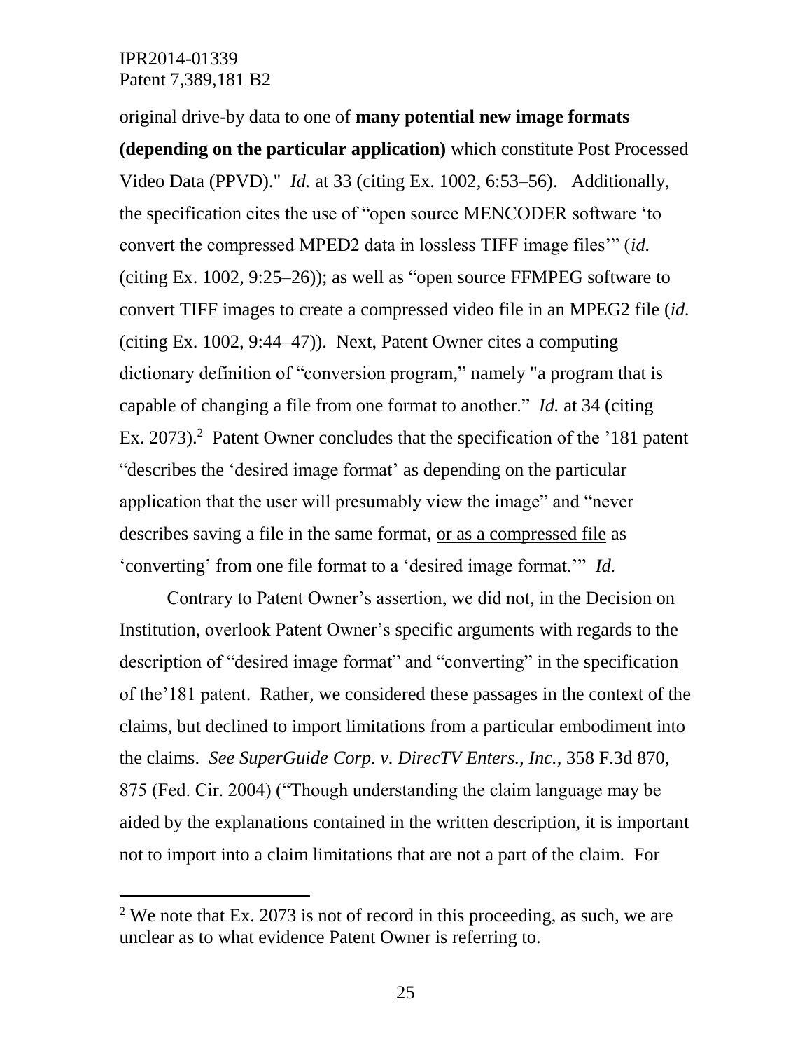original drive-by data to one of **many potential new image formats (depending on the particular application)** which constitute Post Processed Video Data (PPVD)." *Id.* at 33 (citing Ex. 1002, 6:53–56). Additionally, the specification cites the use of "open source MENCODER software 'to convert the compressed MPED2 data in lossless TIFF image files'" (*id.* (citing Ex. 1002, 9:25–26)); as well as "open source FFMPEG software to convert TIFF images to create a compressed video file in an MPEG2 file (*id.* (citing Ex. 1002, 9:44–47)). Next, Patent Owner cites a computing dictionary definition of "conversion program," namely "a program that is capable of changing a file from one format to another." *Id.* at 34 (citing Ex. 2073).[2] Patent Owner concludes that the specification of the '181 patent "describes the 'desired image format' as depending on the particular application that the user will presumably view the image" and "never describes saving a file in the same format, <u>or as a compressed file</u> as 'converting' from one file format to a 'desired image format.'" *Id.*

Contrary to Patent Owner's assertion, we did not, in the Decision on Institution, overlook Patent Owner's specific arguments with regards to the description of "desired image format" and "converting" in the specification of the'181 patent. Rather, we considered these passages in the context of the claims, but declined to import limitations from a particular embodiment into the claims. *See SuperGuide Corp. v. DirecTV Enters., Inc.*, 358 F.3d 870, 875 (Fed. Cir. 2004) ("Though understanding the claim language may be aided by the explanations contained in the written description, it is important not to import into a claim limitations that are not a part of the claim. For

---

[2] We note that Ex. 2073 is not of record in this proceeding, as such, we are unclear as to what evidence Patent Owner is referring to.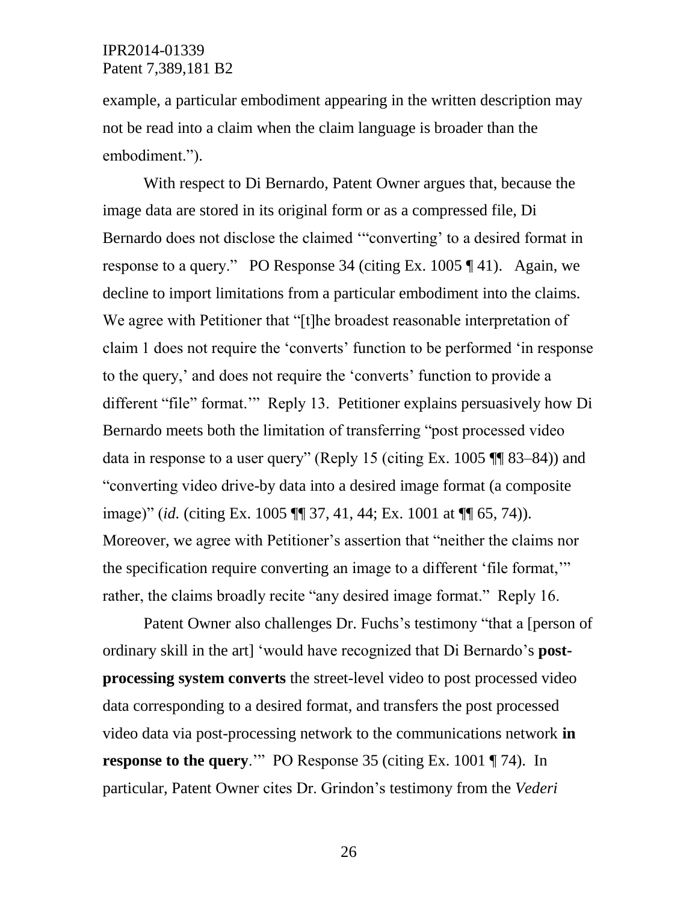example, a particular embodiment appearing in the written description may not be read into a claim when the claim language is broader than the embodiment.").

With respect to Di Bernardo, Patent Owner argues that, because the image data are stored in its original form or as a compressed file, Di Bernardo does not disclose the claimed '"converting' to a desired format in response to a query." PO Response 34 (citing Ex. 1005 ¶ 41). Again, we decline to import limitations from a particular embodiment into the claims. We agree with Petitioner that "[t]he broadest reasonable interpretation of claim 1 does not require the 'converts' function to be performed 'in response to the query,' and does not require the 'converts' function to provide a different "file" format.'" Reply 13. Petitioner explains persuasively how Di Bernardo meets both the limitation of transferring "post processed video data in response to a user query" (Reply 15 (citing Ex. 1005 ¶¶ 83–84)) and "converting video drive-by data into a desired image format (a composite image)" (*id.* (citing Ex. 1005 ¶¶ 37, 41, 44; Ex. 1001 at ¶¶ 65, 74)). Moreover, we agree with Petitioner's assertion that "neither the claims nor the specification require converting an image to a different 'file format,'" rather, the claims broadly recite "any desired image format." Reply 16.

Patent Owner also challenges Dr. Fuchs's testimony "that a [person of ordinary skill in the art] 'would have recognized that Di Bernardo's **post-processing system converts** the street-level video to post processed video data corresponding to a desired format, and transfers the post processed video data via post-processing network to the communications network **in response to the query**.'" PO Response 35 (citing Ex. 1001 ¶ 74). In particular, Patent Owner cites Dr. Grindon's testimony from the *Vederi*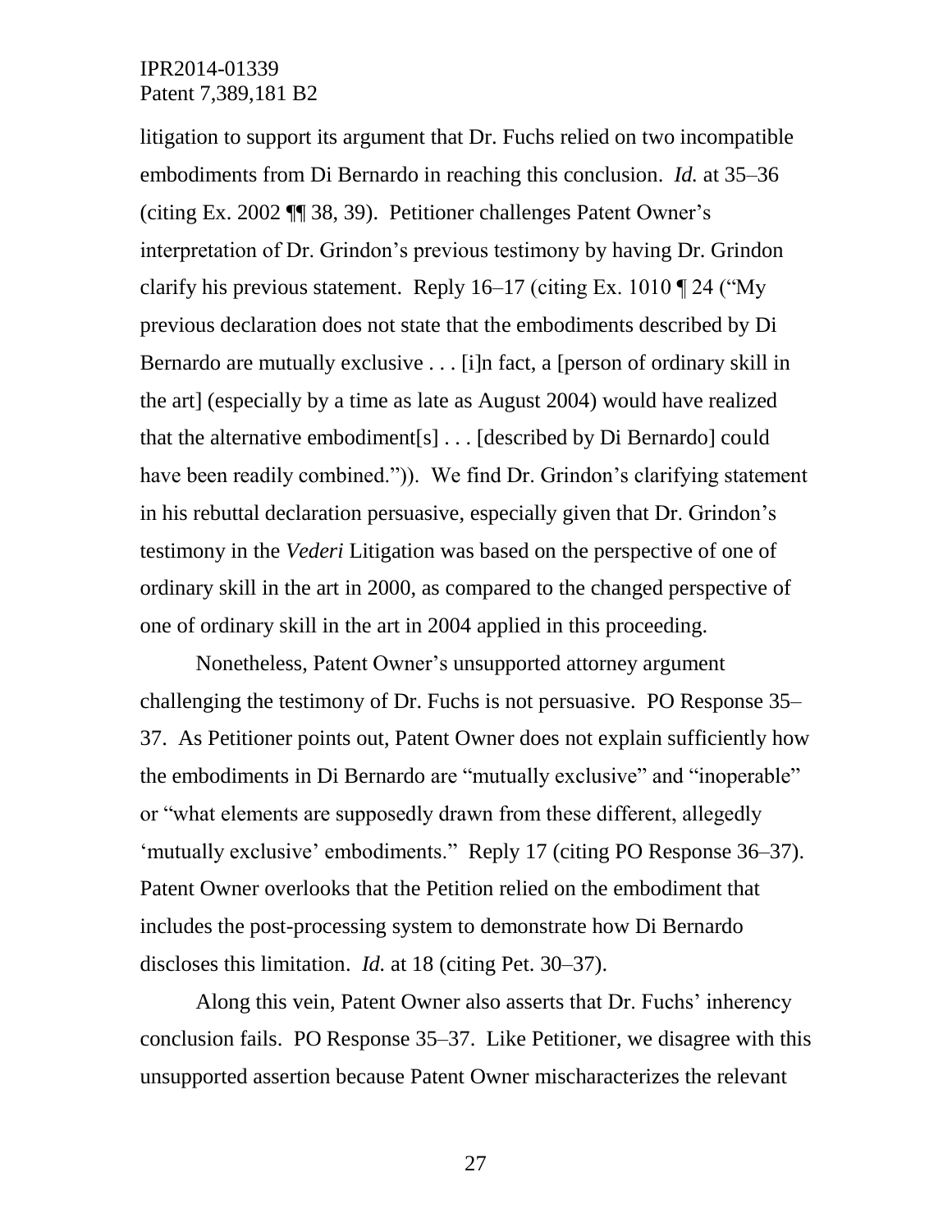litigation to support its argument that Dr. Fuchs relied on two incompatible embodiments from Di Bernardo in reaching this conclusion. *Id.* at 35–36 (citing Ex. 2002 ¶¶ 38, 39). Petitioner challenges Patent Owner's interpretation of Dr. Grindon's previous testimony by having Dr. Grindon clarify his previous statement. Reply 16–17 (citing Ex. 1010 ¶ 24 ("My previous declaration does not state that the embodiments described by Di Bernardo are mutually exclusive . . . [i]n fact, a [person of ordinary skill in the art] (especially by a time as late as August 2004) would have realized that the alternative embodiment[s] . . . [described by Di Bernardo] could have been readily combined.")). We find Dr. Grindon's clarifying statement in his rebuttal declaration persuasive, especially given that Dr. Grindon's testimony in the *Vederi* Litigation was based on the perspective of one of ordinary skill in the art in 2000, as compared to the changed perspective of one of ordinary skill in the art in 2004 applied in this proceeding.

Nonetheless, Patent Owner's unsupported attorney argument challenging the testimony of Dr. Fuchs is not persuasive. PO Response 35–37. As Petitioner points out, Patent Owner does not explain sufficiently how the embodiments in Di Bernardo are "mutually exclusive" and "inoperable" or "what elements are supposedly drawn from these different, allegedly 'mutually exclusive' embodiments." Reply 17 (citing PO Response 36–37). Patent Owner overlooks that the Petition relied on the embodiment that includes the post-processing system to demonstrate how Di Bernardo discloses this limitation. *Id.* at 18 (citing Pet. 30–37).

Along this vein, Patent Owner also asserts that Dr. Fuchs' inherency conclusion fails. PO Response 35–37. Like Petitioner, we disagree with this unsupported assertion because Patent Owner mischaracterizes the relevant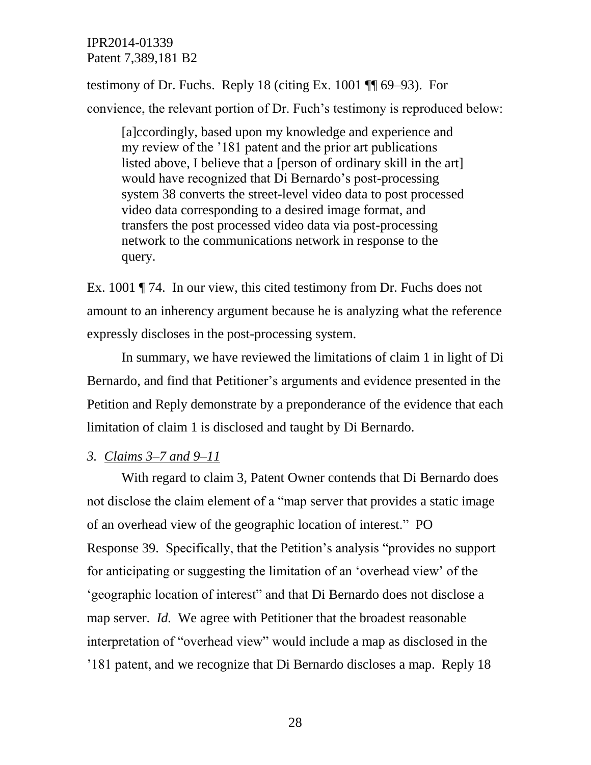testimony of Dr. Fuchs. Reply 18 (citing Ex. 1001 ¶¶ 69–93). For convience, the relevant portion of Dr. Fuch's testimony is reproduced below:

> [a]ccordingly, based upon my knowledge and experience and my review of the '181 patent and the prior art publications listed above, I believe that a [person of ordinary skill in the art] would have recognized that Di Bernardo's post-processing system 38 converts the street-level video data to post processed video data corresponding to a desired image format, and transfers the post processed video data via post-processing network to the communications network in response to the query.

Ex. 1001 ¶ 74. In our view, this cited testimony from Dr. Fuchs does not amount to an inherency argument because he is analyzing what the reference expressly discloses in the post-processing system.

In summary, we have reviewed the limitations of claim 1 in light of Di Bernardo, and find that Petitioner's arguments and evidence presented in the Petition and Reply demonstrate by a preponderance of the evidence that each limitation of claim 1 is disclosed and taught by Di Bernardo.

*3. Claims 3–7 and 9–11*

With regard to claim 3, Patent Owner contends that Di Bernardo does not disclose the claim element of a "map server that provides a static image of an overhead view of the geographic location of interest." PO Response 39. Specifically, that the Petition's analysis "provides no support for anticipating or suggesting the limitation of an 'overhead view' of the 'geographic location of interest" and that Di Bernardo does not disclose a map server. *Id.* We agree with Petitioner that the broadest reasonable interpretation of "overhead view" would include a map as disclosed in the '181 patent, and we recognize that Di Bernardo discloses a map. Reply 18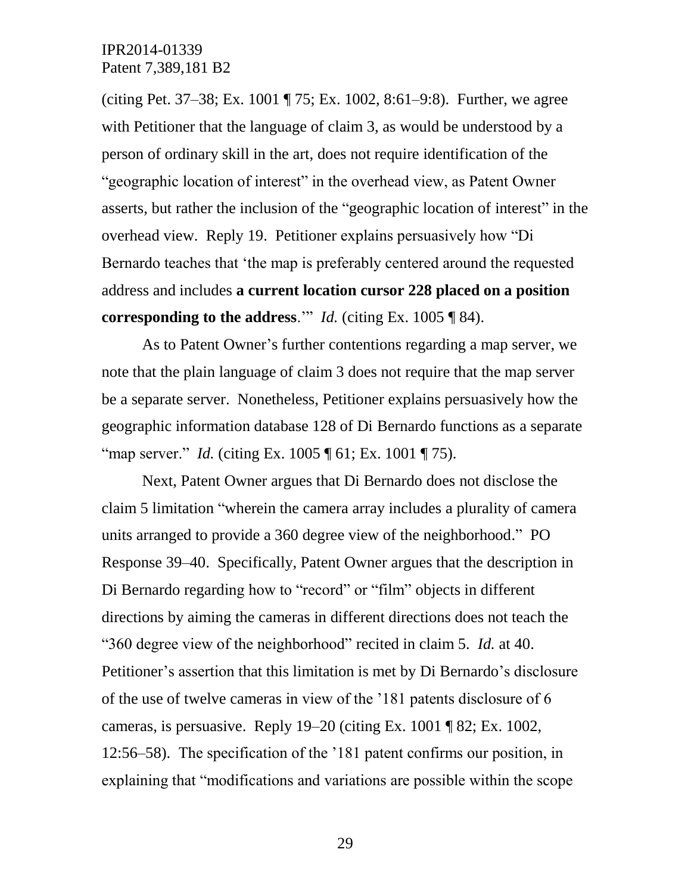(citing Pet. 37–38; Ex. 1001 ¶ 75; Ex. 1002, 8:61–9:8). Further, we agree with Petitioner that the language of claim 3, as would be understood by a person of ordinary skill in the art, does not require identification of the "geographic location of interest" in the overhead view, as Patent Owner asserts, but rather the inclusion of the "geographic location of interest" in the overhead view. Reply 19. Petitioner explains persuasively how "Di Bernardo teaches that 'the map is preferably centered around the requested address and includes **a current location cursor 228 placed on a position corresponding to the address**.'" *Id.* (citing Ex. 1005 ¶ 84).

As to Patent Owner's further contentions regarding a map server, we note that the plain language of claim 3 does not require that the map server be a separate server. Nonetheless, Petitioner explains persuasively how the geographic information database 128 of Di Bernardo functions as a separate "map server." *Id.* (citing Ex. 1005 ¶ 61; Ex. 1001 ¶ 75).

Next, Patent Owner argues that Di Bernardo does not disclose the claim 5 limitation "wherein the camera array includes a plurality of camera units arranged to provide a 360 degree view of the neighborhood." PO Response 39–40. Specifically, Patent Owner argues that the description in Di Bernardo regarding how to "record" or "film" objects in different directions by aiming the cameras in different directions does not teach the "360 degree view of the neighborhood" recited in claim 5. *Id.* at 40. Petitioner's assertion that this limitation is met by Di Bernardo's disclosure of the use of twelve cameras in view of the '181 patents disclosure of 6 cameras, is persuasive. Reply 19–20 (citing Ex. 1001 ¶ 82; Ex. 1002, 12:56–58). The specification of the '181 patent confirms our position, in explaining that "modifications and variations are possible within the scope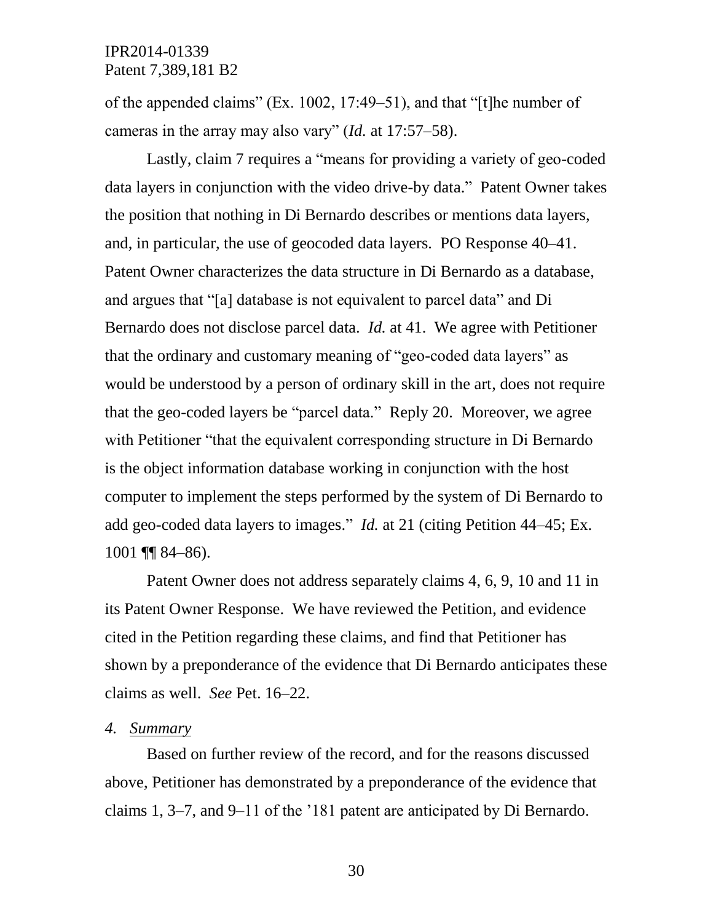of the appended claims" (Ex. 1002, 17:49–51), and that "[t]he number of cameras in the array may also vary" (*Id.* at 17:57–58).

Lastly, claim 7 requires a "means for providing a variety of geo-coded data layers in conjunction with the video drive-by data." Patent Owner takes the position that nothing in Di Bernardo describes or mentions data layers, and, in particular, the use of geocoded data layers. PO Response 40–41. Patent Owner characterizes the data structure in Di Bernardo as a database, and argues that "[a] database is not equivalent to parcel data" and Di Bernardo does not disclose parcel data. *Id.* at 41. We agree with Petitioner that the ordinary and customary meaning of "geo-coded data layers" as would be understood by a person of ordinary skill in the art, does not require that the geo-coded layers be "parcel data." Reply 20. Moreover, we agree with Petitioner "that the equivalent corresponding structure in Di Bernardo is the object information database working in conjunction with the host computer to implement the steps performed by the system of Di Bernardo to add geo-coded data layers to images." *Id.* at 21 (citing Petition 44–45; Ex. 1001 ¶¶ 84–86).

Patent Owner does not address separately claims 4, 6, 9, 10 and 11 in its Patent Owner Response. We have reviewed the Petition, and evidence cited in the Petition regarding these claims, and find that Petitioner has shown by a preponderance of the evidence that Di Bernardo anticipates these claims as well. *See* Pet. 16–22.

*4. Summary*

Based on further review of the record, and for the reasons discussed above, Petitioner has demonstrated by a preponderance of the evidence that claims 1, 3–7, and 9–11 of the '181 patent are anticipated by Di Bernardo.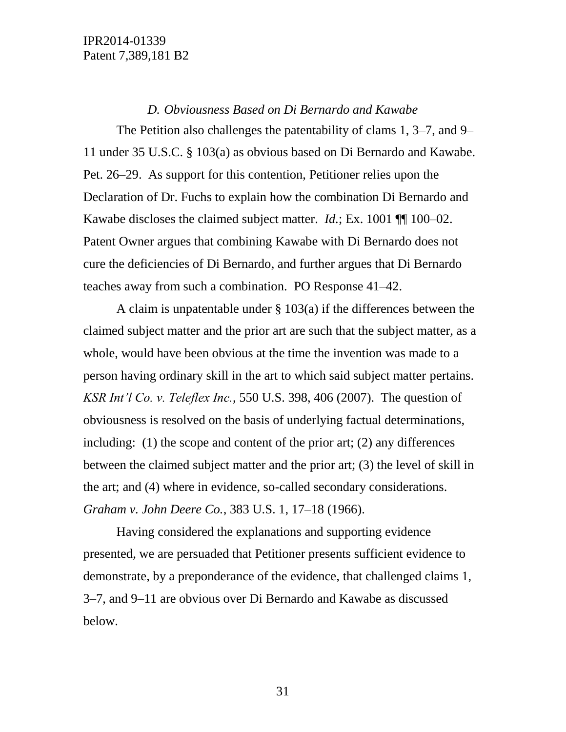### *D. Obviousness Based on Di Bernardo and Kawabe*

The Petition also challenges the patentability of clams 1, 3–7, and 9–11 under 35 U.S.C. § 103(a) as obvious based on Di Bernardo and Kawabe. Pet. 26–29. As support for this contention, Petitioner relies upon the Declaration of Dr. Fuchs to explain how the combination Di Bernardo and Kawabe discloses the claimed subject matter. *Id.*; Ex. 1001 ¶¶ 100–02. Patent Owner argues that combining Kawabe with Di Bernardo does not cure the deficiencies of Di Bernardo, and further argues that Di Bernardo teaches away from such a combination. PO Response 41–42.

A claim is unpatentable under § 103(a) if the differences between the claimed subject matter and the prior art are such that the subject matter, as a whole, would have been obvious at the time the invention was made to a person having ordinary skill in the art to which said subject matter pertains. *KSR Int'l Co. v. Teleflex Inc.*, 550 U.S. 398, 406 (2007). The question of obviousness is resolved on the basis of underlying factual determinations, including: (1) the scope and content of the prior art; (2) any differences between the claimed subject matter and the prior art; (3) the level of skill in the art; and (4) where in evidence, so-called secondary considerations. *Graham v. John Deere Co.*, 383 U.S. 1, 17–18 (1966).

Having considered the explanations and supporting evidence presented, we are persuaded that Petitioner presents sufficient evidence to demonstrate, by a preponderance of the evidence, that challenged claims 1, 3–7, and 9–11 are obvious over Di Bernardo and Kawabe as discussed below.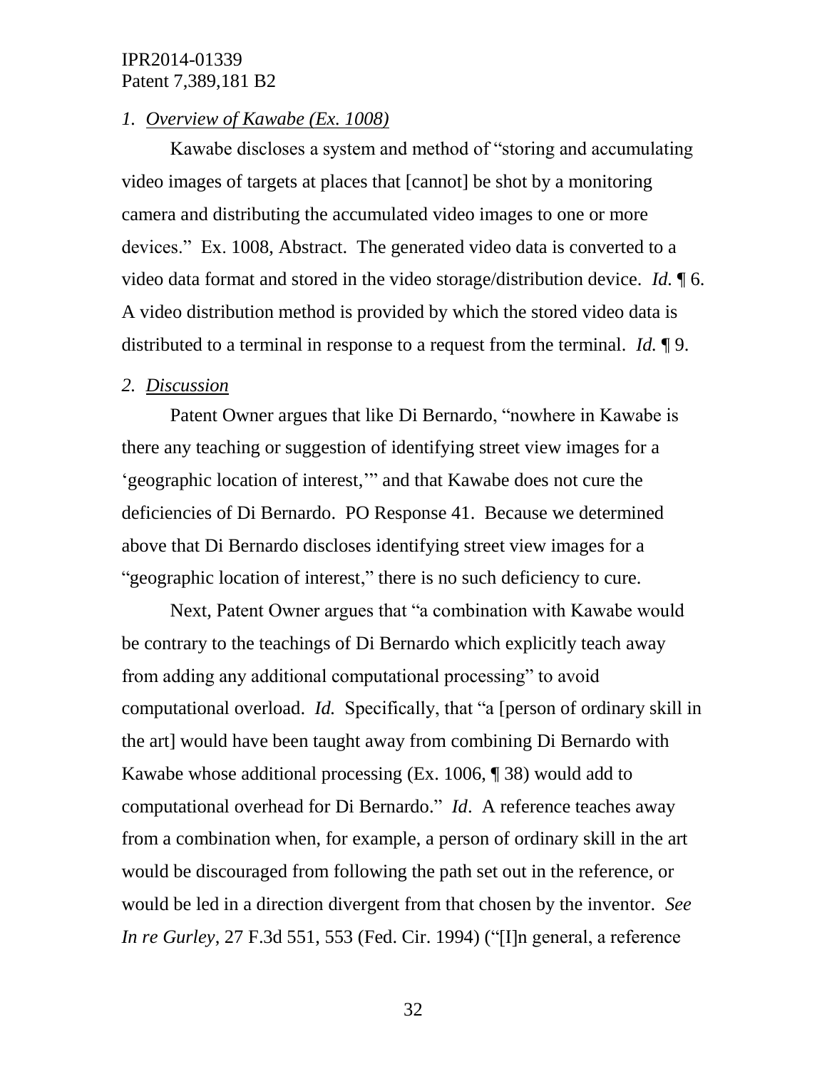*1. Overview of Kawabe (Ex. 1008)*

Kawabe discloses a system and method of "storing and accumulating video images of targets at places that [cannot] be shot by a monitoring camera and distributing the accumulated video images to one or more devices." Ex. 1008, Abstract. The generated video data is converted to a video data format and stored in the video storage/distribution device. *Id.* ¶ 6. A video distribution method is provided by which the stored video data is distributed to a terminal in response to a request from the terminal. *Id.* ¶ 9.

*2. Discussion*

Patent Owner argues that like Di Bernardo, "nowhere in Kawabe is there any teaching or suggestion of identifying street view images for a 'geographic location of interest,'" and that Kawabe does not cure the deficiencies of Di Bernardo. PO Response 41. Because we determined above that Di Bernardo discloses identifying street view images for a "geographic location of interest," there is no such deficiency to cure.

Next, Patent Owner argues that "a combination with Kawabe would be contrary to the teachings of Di Bernardo which explicitly teach away from adding any additional computational processing" to avoid computational overload. *Id.* Specifically, that "a [person of ordinary skill in the art] would have been taught away from combining Di Bernardo with Kawabe whose additional processing (Ex. 1006, ¶ 38) would add to computational overhead for Di Bernardo." *Id*. A reference teaches away from a combination when, for example, a person of ordinary skill in the art would be discouraged from following the path set out in the reference, or would be led in a direction divergent from that chosen by the inventor. *See In re Gurley*, 27 F.3d 551, 553 (Fed. Cir. 1994) ("[I]n general, a reference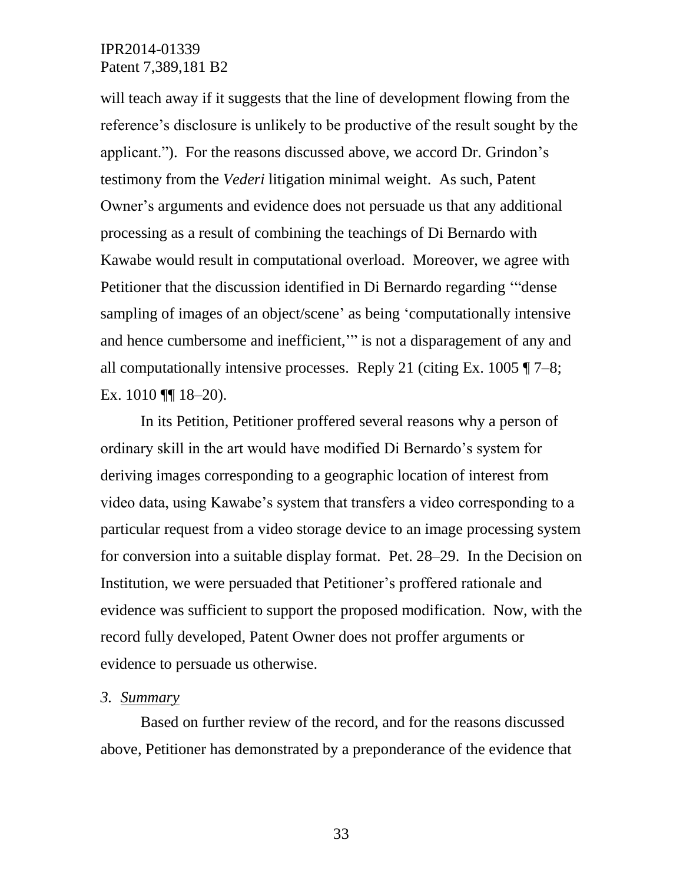will teach away if it suggests that the line of development flowing from the reference's disclosure is unlikely to be productive of the result sought by the applicant."). For the reasons discussed above, we accord Dr. Grindon's testimony from the *Vederi* litigation minimal weight. As such, Patent Owner's arguments and evidence does not persuade us that any additional processing as a result of combining the teachings of Di Bernardo with Kawabe would result in computational overload. Moreover, we agree with Petitioner that the discussion identified in Di Bernardo regarding '"dense sampling of images of an object/scene' as being 'computationally intensive and hence cumbersome and inefficient,'" is not a disparagement of any and all computationally intensive processes. Reply 21 (citing Ex. 1005 ¶ 7–8; Ex. 1010 ¶¶ 18–20).

In its Petition, Petitioner proffered several reasons why a person of ordinary skill in the art would have modified Di Bernardo's system for deriving images corresponding to a geographic location of interest from video data, using Kawabe's system that transfers a video corresponding to a particular request from a video storage device to an image processing system for conversion into a suitable display format. Pet. 28–29. In the Decision on Institution, we were persuaded that Petitioner's proffered rationale and evidence was sufficient to support the proposed modification. Now, with the record fully developed, Patent Owner does not proffer arguments or evidence to persuade us otherwise.

*3. Summary*

Based on further review of the record, and for the reasons discussed above, Petitioner has demonstrated by a preponderance of the evidence that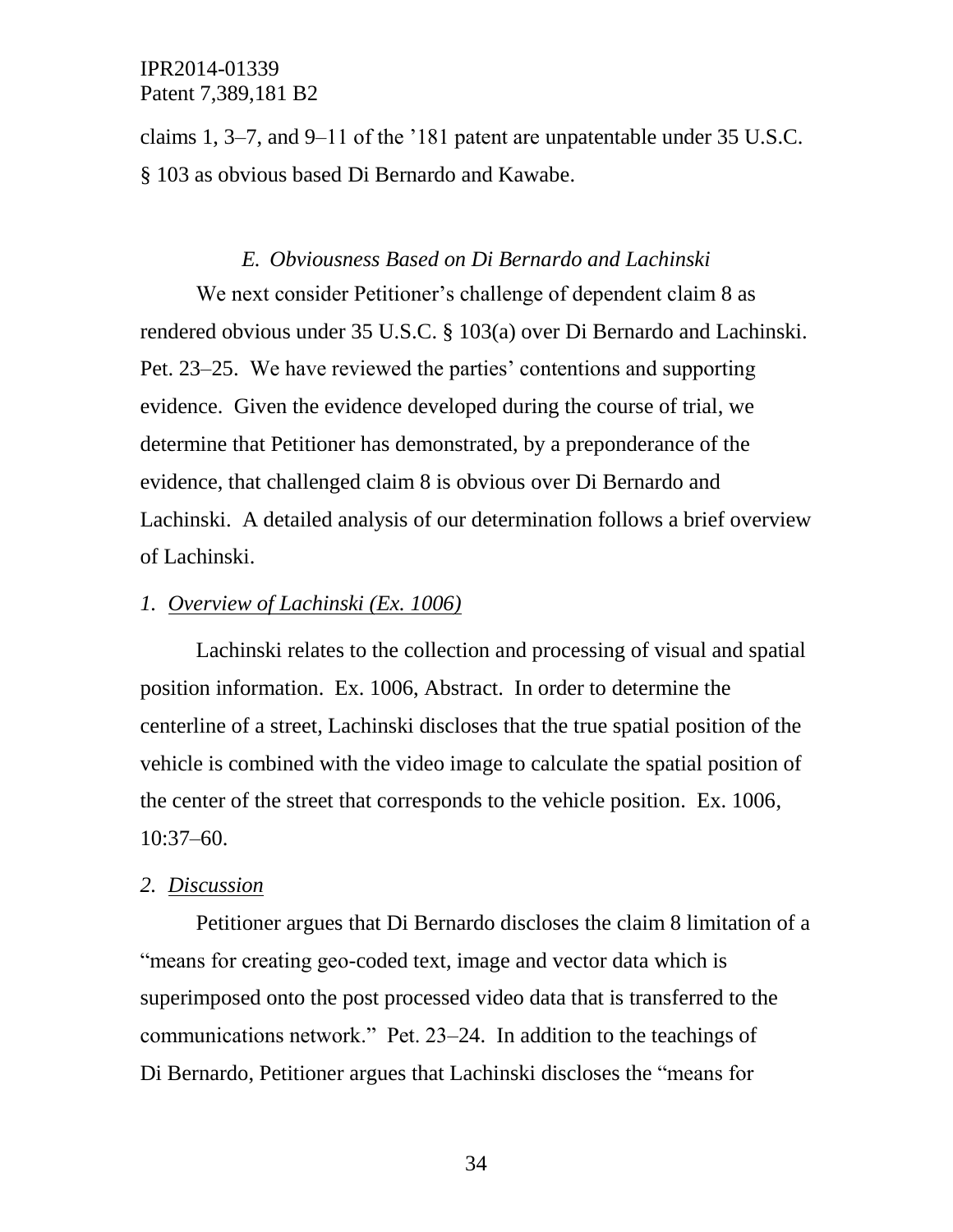claims 1, 3–7, and 9–11 of the '181 patent are unpatentable under 35 U.S.C. § 103 as obvious based Di Bernardo and Kawabe.

### *E. Obviousness Based on Di Bernardo and Lachinski*

We next consider Petitioner's challenge of dependent claim 8 as rendered obvious under 35 U.S.C. § 103(a) over Di Bernardo and Lachinski. Pet. 23–25. We have reviewed the parties' contentions and supporting evidence. Given the evidence developed during the course of trial, we determine that Petitioner has demonstrated, by a preponderance of the evidence, that challenged claim 8 is obvious over Di Bernardo and Lachinski. A detailed analysis of our determination follows a brief overview of Lachinski.

#### *1. Overview of Lachinski (Ex. 1006)*

Lachinski relates to the collection and processing of visual and spatial position information. Ex. 1006, Abstract. In order to determine the centerline of a street, Lachinski discloses that the true spatial position of the vehicle is combined with the video image to calculate the spatial position of the center of the street that corresponds to the vehicle position. Ex. 1006, 10:37–60.

#### *2. Discussion*

Petitioner argues that Di Bernardo discloses the claim 8 limitation of a "means for creating geo-coded text, image and vector data which is superimposed onto the post processed video data that is transferred to the communications network." Pet. 23–24. In addition to the teachings of Di Bernardo, Petitioner argues that Lachinski discloses the "means for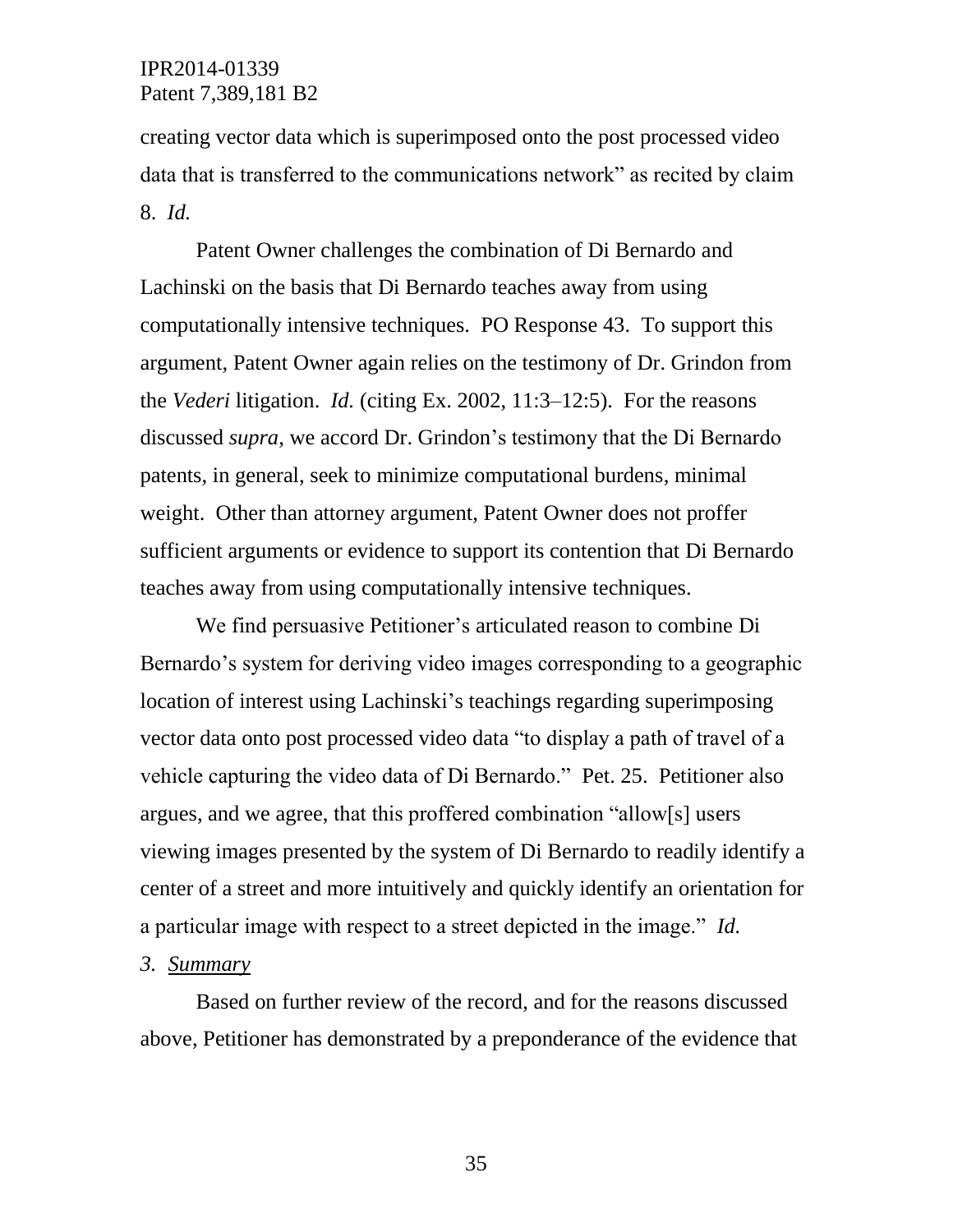creating vector data which is superimposed onto the post processed video data that is transferred to the communications network" as recited by claim 8. *Id.*

Patent Owner challenges the combination of Di Bernardo and Lachinski on the basis that Di Bernardo teaches away from using computationally intensive techniques. PO Response 43. To support this argument, Patent Owner again relies on the testimony of Dr. Grindon from the *Vederi* litigation. *Id.* (citing Ex. 2002, 11:3–12:5). For the reasons discussed *supra*, we accord Dr. Grindon's testimony that the Di Bernardo patents, in general, seek to minimize computational burdens, minimal weight. Other than attorney argument, Patent Owner does not proffer sufficient arguments or evidence to support its contention that Di Bernardo teaches away from using computationally intensive techniques.

We find persuasive Petitioner's articulated reason to combine Di Bernardo's system for deriving video images corresponding to a geographic location of interest using Lachinski's teachings regarding superimposing vector data onto post processed video data "to display a path of travel of a vehicle capturing the video data of Di Bernardo." Pet. 25. Petitioner also argues, and we agree, that this proffered combination "allow[s] users viewing images presented by the system of Di Bernardo to readily identify a center of a street and more intuitively and quickly identify an orientation for a particular image with respect to a street depicted in the image." *Id.*

*3. Summary*

Based on further review of the record, and for the reasons discussed above, Petitioner has demonstrated by a preponderance of the evidence that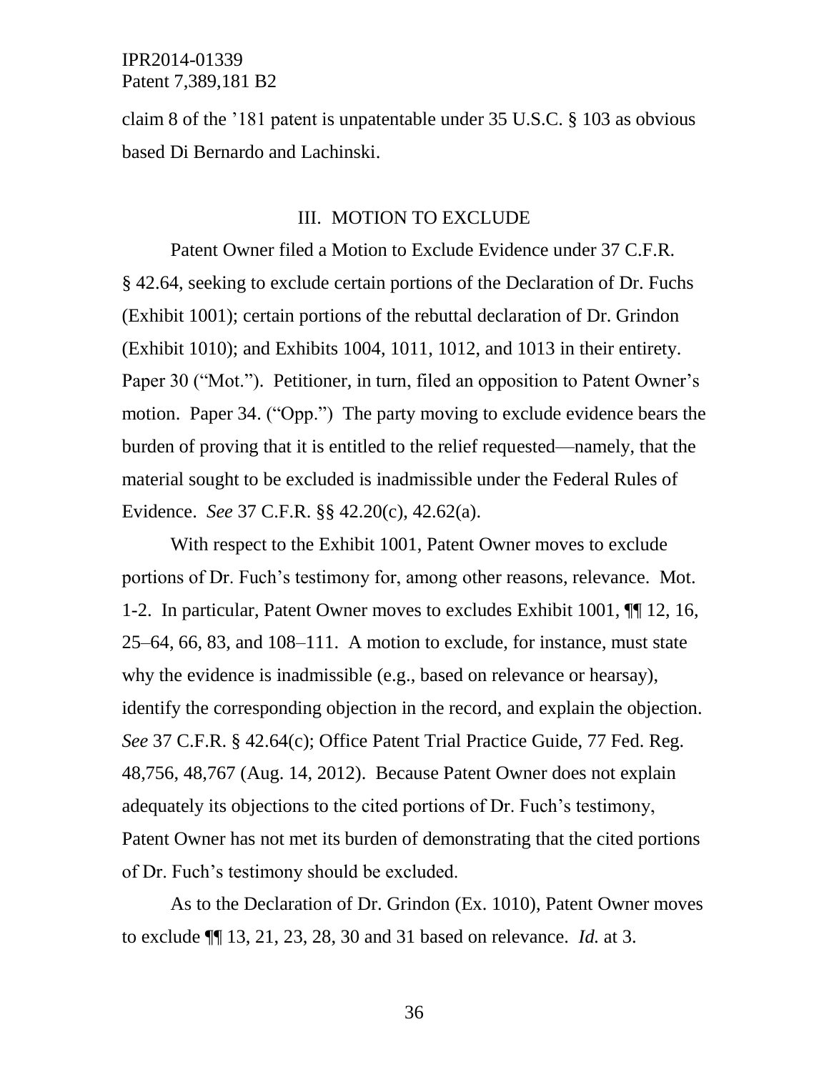claim 8 of the '181 patent is unpatentable under 35 U.S.C. § 103 as obvious based Di Bernardo and Lachinski.

## III. MOTION TO EXCLUDE

Patent Owner filed a Motion to Exclude Evidence under 37 C.F.R. § 42.64, seeking to exclude certain portions of the Declaration of Dr. Fuchs (Exhibit 1001); certain portions of the rebuttal declaration of Dr. Grindon (Exhibit 1010); and Exhibits 1004, 1011, 1012, and 1013 in their entirety. Paper 30 ("Mot."). Petitioner, in turn, filed an opposition to Patent Owner's motion. Paper 34. ("Opp.") The party moving to exclude evidence bears the burden of proving that it is entitled to the relief requested—namely, that the material sought to be excluded is inadmissible under the Federal Rules of Evidence. *See* 37 C.F.R. §§ 42.20(c), 42.62(a).

With respect to the Exhibit 1001, Patent Owner moves to exclude portions of Dr. Fuch's testimony for, among other reasons, relevance. Mot. 1-2. In particular, Patent Owner moves to excludes Exhibit 1001, ¶¶ 12, 16, 25–64, 66, 83, and 108–111. A motion to exclude, for instance, must state why the evidence is inadmissible (e.g., based on relevance or hearsay), identify the corresponding objection in the record, and explain the objection. *See* 37 C.F.R. § 42.64(c); Office Patent Trial Practice Guide, 77 Fed. Reg. 48,756, 48,767 (Aug. 14, 2012). Because Patent Owner does not explain adequately its objections to the cited portions of Dr. Fuch's testimony, Patent Owner has not met its burden of demonstrating that the cited portions of Dr. Fuch's testimony should be excluded.

As to the Declaration of Dr. Grindon (Ex. 1010), Patent Owner moves to exclude ¶¶ 13, 21, 23, 28, 30 and 31 based on relevance. *Id.* at 3.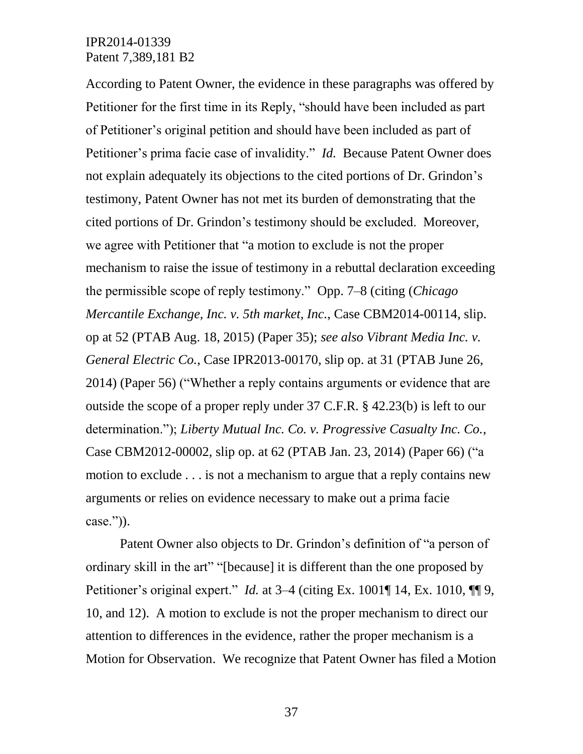According to Patent Owner, the evidence in these paragraphs was offered by Petitioner for the first time in its Reply, "should have been included as part of Petitioner's original petition and should have been included as part of Petitioner's prima facie case of invalidity." *Id.* Because Patent Owner does not explain adequately its objections to the cited portions of Dr. Grindon's testimony, Patent Owner has not met its burden of demonstrating that the cited portions of Dr. Grindon's testimony should be excluded. Moreover, we agree with Petitioner that "a motion to exclude is not the proper mechanism to raise the issue of testimony in a rebuttal declaration exceeding the permissible scope of reply testimony." Opp. 7–8 (citing (*Chicago Mercantile Exchange, Inc. v. 5th market, Inc.*, Case CBM2014-00114, slip. op at 52 (PTAB Aug. 18, 2015) (Paper 35); *see also Vibrant Media Inc. v. General Electric Co.*, Case IPR2013-00170, slip op. at 31 (PTAB June 26, 2014) (Paper 56) ("Whether a reply contains arguments or evidence that are outside the scope of a proper reply under 37 C.F.R. § 42.23(b) is left to our determination."); *Liberty Mutual Inc. Co. v. Progressive Casualty Inc. Co.*, Case CBM2012-00002, slip op. at 62 (PTAB Jan. 23, 2014) (Paper 66) ("a motion to exclude . . . is not a mechanism to argue that a reply contains new arguments or relies on evidence necessary to make out a prima facie case.")).

Patent Owner also objects to Dr. Grindon's definition of "a person of ordinary skill in the art" "[because] it is different than the one proposed by Petitioner's original expert." *Id.* at 3–4 (citing Ex. 1001¶ 14, Ex. 1010, ¶¶ 9, 10, and 12). A motion to exclude is not the proper mechanism to direct our attention to differences in the evidence, rather the proper mechanism is a Motion for Observation. We recognize that Patent Owner has filed a Motion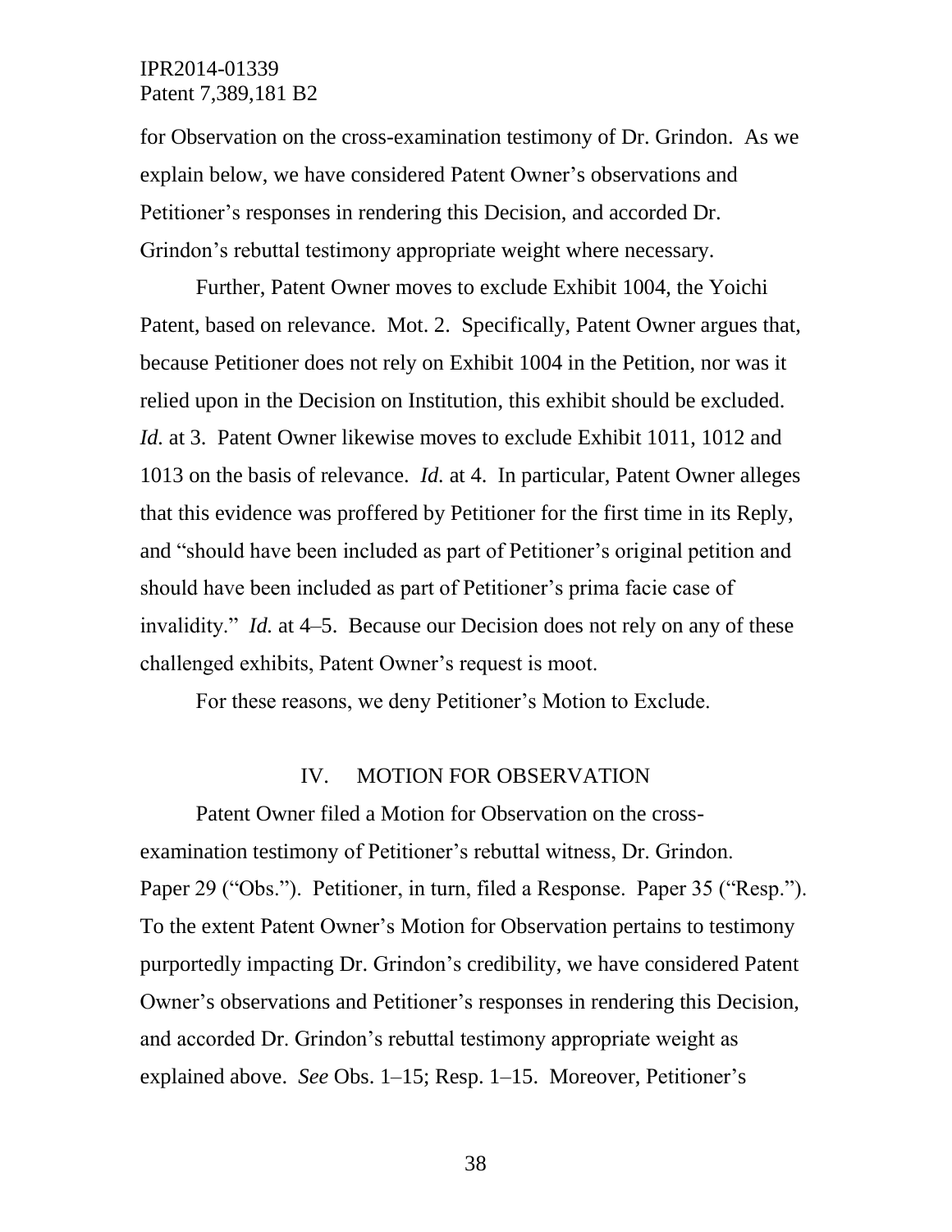for Observation on the cross-examination testimony of Dr. Grindon. As we explain below, we have considered Patent Owner's observations and Petitioner's responses in rendering this Decision, and accorded Dr. Grindon's rebuttal testimony appropriate weight where necessary.

Further, Patent Owner moves to exclude Exhibit 1004, the Yoichi Patent, based on relevance. Mot. 2. Specifically, Patent Owner argues that, because Petitioner does not rely on Exhibit 1004 in the Petition, nor was it relied upon in the Decision on Institution, this exhibit should be excluded. *Id.* at 3. Patent Owner likewise moves to exclude Exhibit 1011, 1012 and 1013 on the basis of relevance. *Id.* at 4. In particular, Patent Owner alleges that this evidence was proffered by Petitioner for the first time in its Reply, and "should have been included as part of Petitioner's original petition and should have been included as part of Petitioner's prima facie case of invalidity." *Id.* at 4–5. Because our Decision does not rely on any of these challenged exhibits, Patent Owner's request is moot.

For these reasons, we deny Petitioner's Motion to Exclude.

## IV. MOTION FOR OBSERVATION

Patent Owner filed a Motion for Observation on the cross-examination testimony of Petitioner's rebuttal witness, Dr. Grindon. Paper 29 ("Obs."). Petitioner, in turn, filed a Response. Paper 35 ("Resp."). To the extent Patent Owner's Motion for Observation pertains to testimony purportedly impacting Dr. Grindon's credibility, we have considered Patent Owner's observations and Petitioner's responses in rendering this Decision, and accorded Dr. Grindon's rebuttal testimony appropriate weight as explained above. *See* Obs. 1–15; Resp. 1–15. Moreover, Petitioner's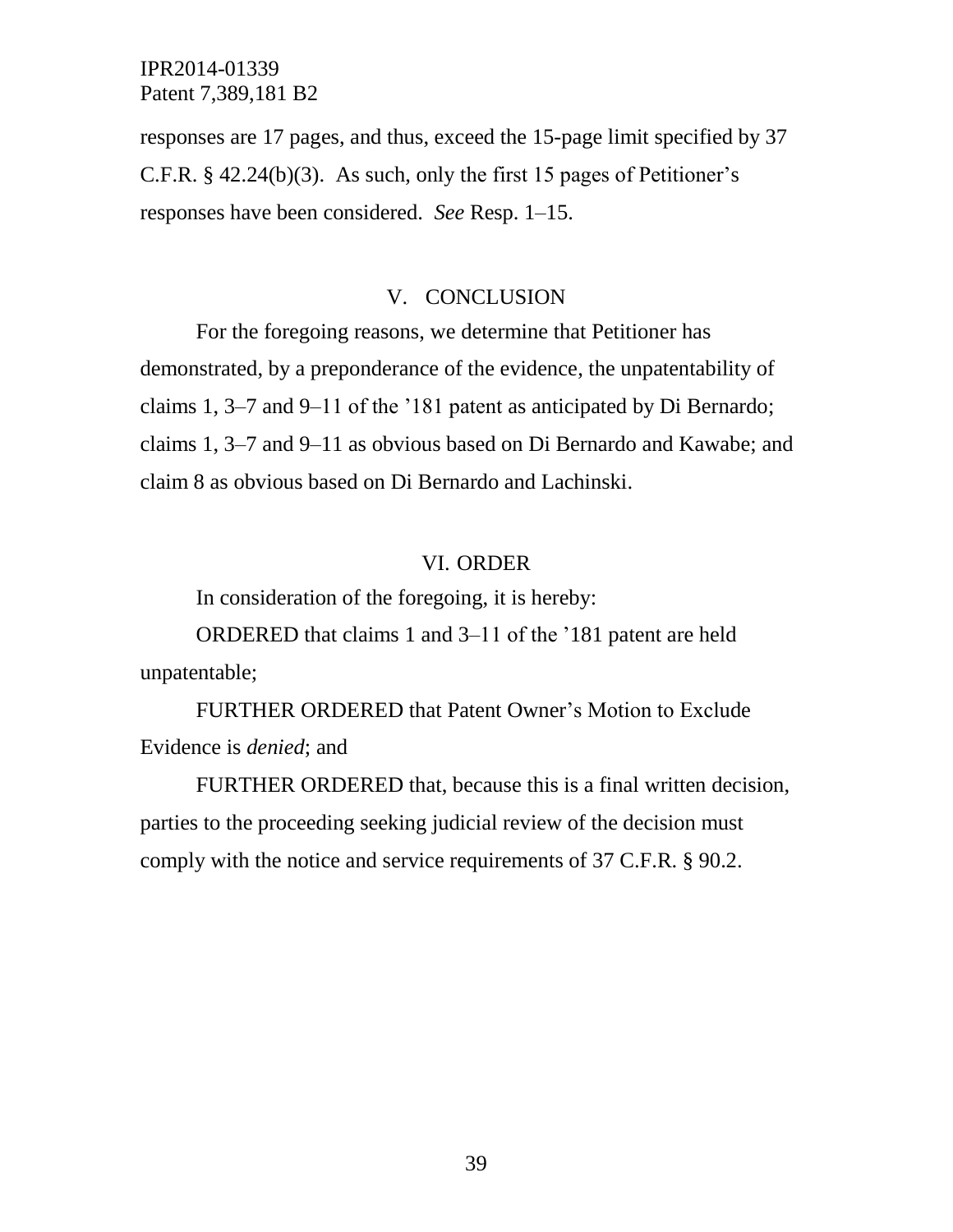responses are 17 pages, and thus, exceed the 15-page limit specified by 37 C.F.R. § 42.24(b)(3). As such, only the first 15 pages of Petitioner's responses have been considered. *See* Resp. 1–15.

## V. CONCLUSION

For the foregoing reasons, we determine that Petitioner has demonstrated, by a preponderance of the evidence, the unpatentability of claims 1, 3–7 and 9–11 of the '181 patent as anticipated by Di Bernardo; claims 1, 3–7 and 9–11 as obvious based on Di Bernardo and Kawabe; and claim 8 as obvious based on Di Bernardo and Lachinski.

## VI. ORDER

In consideration of the foregoing, it is hereby:

ORDERED that claims 1 and 3–11 of the '181 patent are held unpatentable;

FURTHER ORDERED that Patent Owner's Motion to Exclude Evidence is *denied*; and

FURTHER ORDERED that, because this is a final written decision, parties to the proceeding seeking judicial review of the decision must comply with the notice and service requirements of 37 C.F.R. § 90.2.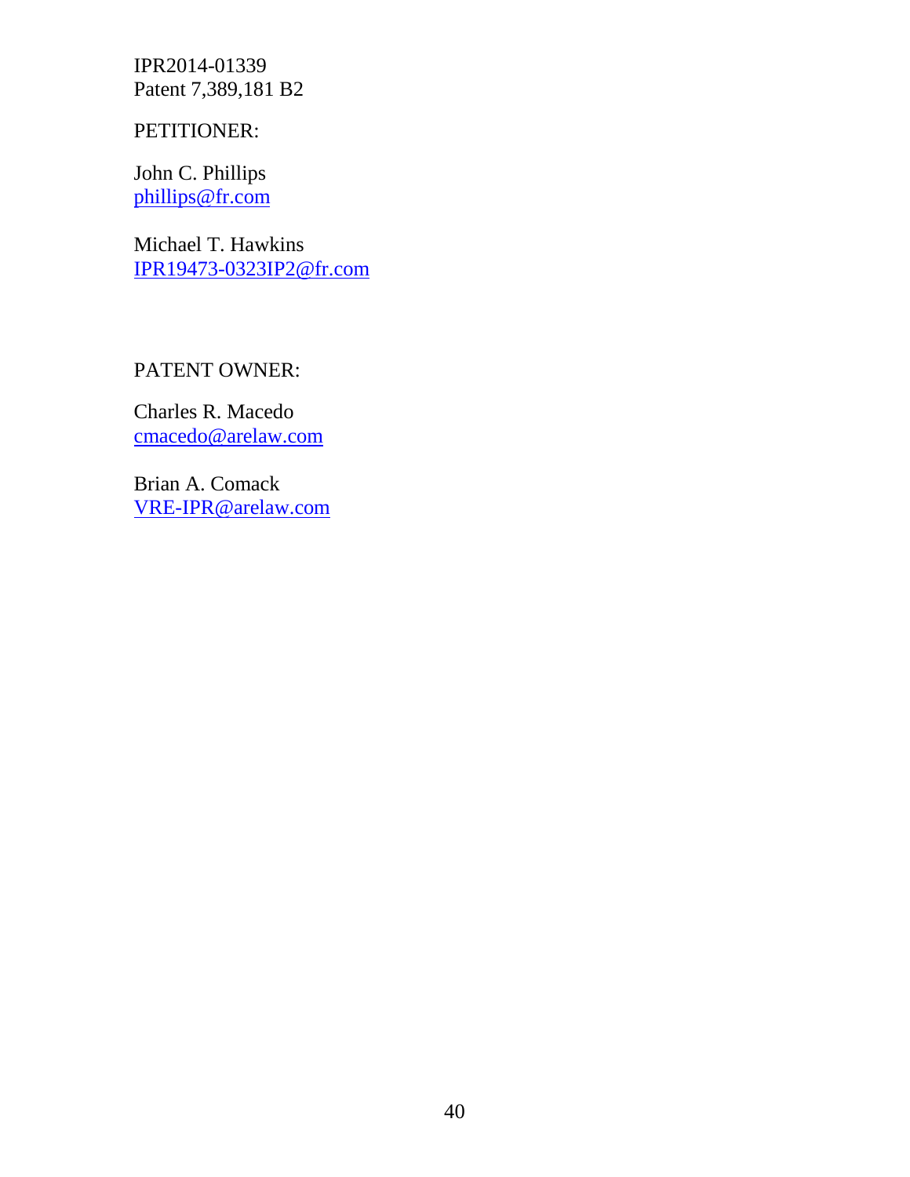IPR2014-01339
Patent 7,389,181 B2

PETITIONER:

John C. Phillips
phillips@fr.com

Michael T. Hawkins
IPR19473-0323IP2@fr.com

PATENT OWNER:

Charles R. Macedo
cmacedo@arelaw.com

Brian A. Comack
VRE-IPR@arelaw.com